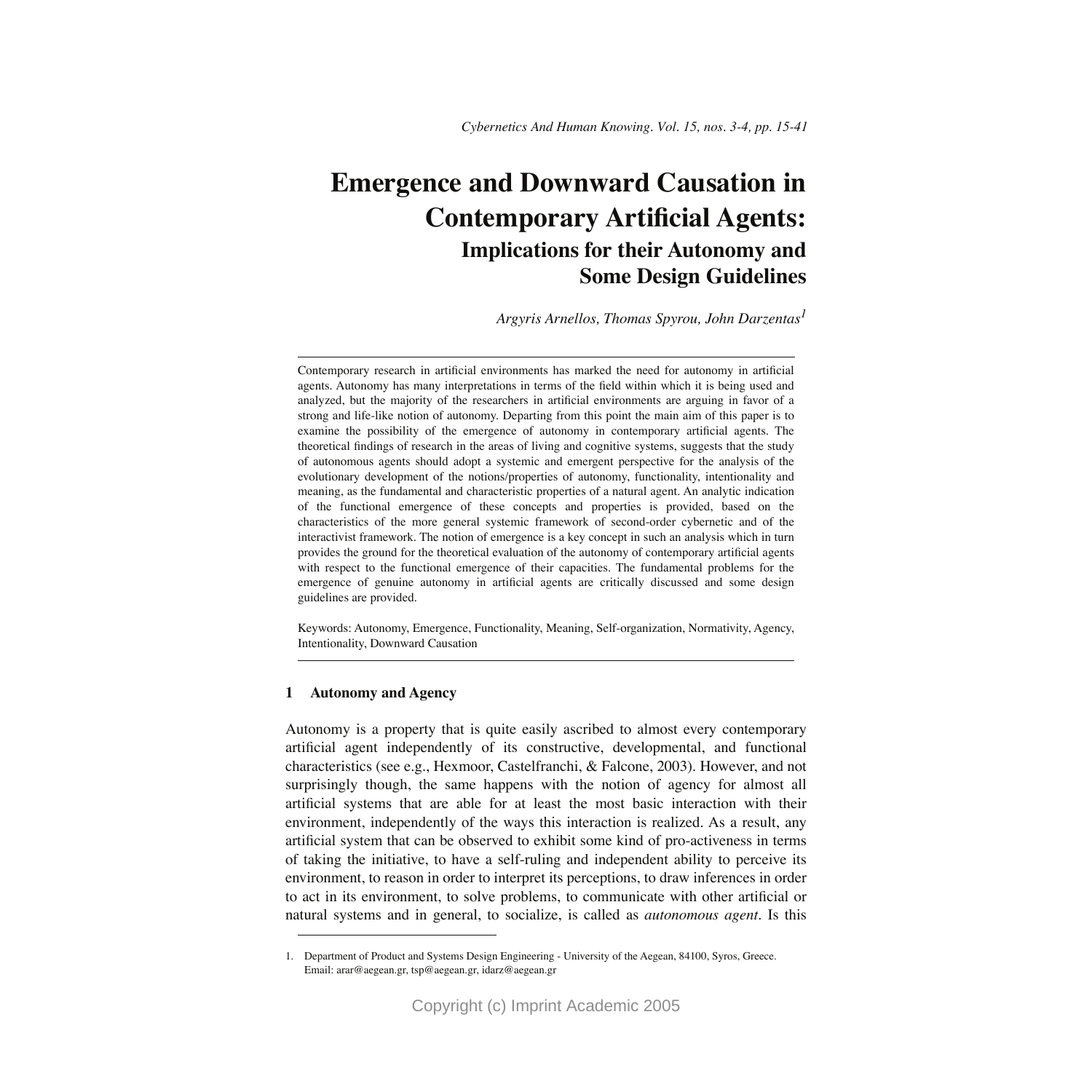# Emergence and Downward Causation in Contemporary Artificial Agents:

## Implications for their Autonomy and Some Design Guidelines

*Argyris Arnellos, Thomas Spyrou, John Darzentas*[1]

---

Contemporary research in artificial environments has marked the need for autonomy in artificial agents. Autonomy has many interpretations in terms of the field within which it is being used and analyzed, but the majority of the researchers in artificial environments are arguing in favor of a strong and life-like notion of autonomy. Departing from this point the main aim of this paper is to examine the possibility of the emergence of autonomy in contemporary artificial agents. The theoretical findings of research in the areas of living and cognitive systems, suggests that the study of autonomous agents should adopt a systemic and emergent perspective for the analysis of the evolutionary development of the notions/properties of autonomy, functionality, intentionality and meaning, as the fundamental and characteristic properties of a natural agent. An analytic indication of the functional emergence of these concepts and properties is provided, based on the characteristics of the more general systemic framework of second-order cybernetic and of the interactivist framework. The notion of emergence is a key concept in such an analysis which in turn provides the ground for the theoretical evaluation of the autonomy of contemporary artificial agents with respect to the functional emergence of their capacities. The fundamental problems for the emergence of genuine autonomy in artificial agents are critically discussed and some design guidelines are provided.

Keywords: Autonomy, Emergence, Functionality, Meaning, Self-organization, Normativity, Agency, Intentionality, Downward Causation

---

### 1 Autonomy and Agency

Autonomy is a property that is quite easily ascribed to almost every contemporary artificial agent independently of its constructive, developmental, and functional characteristics (see e.g., Hexmoor, Castelfranchi, & Falcone, 2003). However, and not surprisingly though, the same happens with the notion of agency for almost all artificial systems that are able for at least the most basic interaction with their environment, independently of the ways this interaction is realized. As a result, any artificial system that can be observed to exhibit some kind of pro-activeness in terms of taking the initiative, to have a self-ruling and independent ability to perceive its environment, to reason in order to interpret its perceptions, to draw inferences in order to act in its environment, to solve problems, to communicate with other artificial or natural systems and in general, to socialize, is called as *autonomous agent*. Is this

---

1. Department of Product and Systems Design Engineering - University of the Aegean, 84100, Syros, Greece. Email: arar@aegean.gr, tsp@aegean.gr, idarz@aegean.gr

Copyright (c) Imprint Academic 2005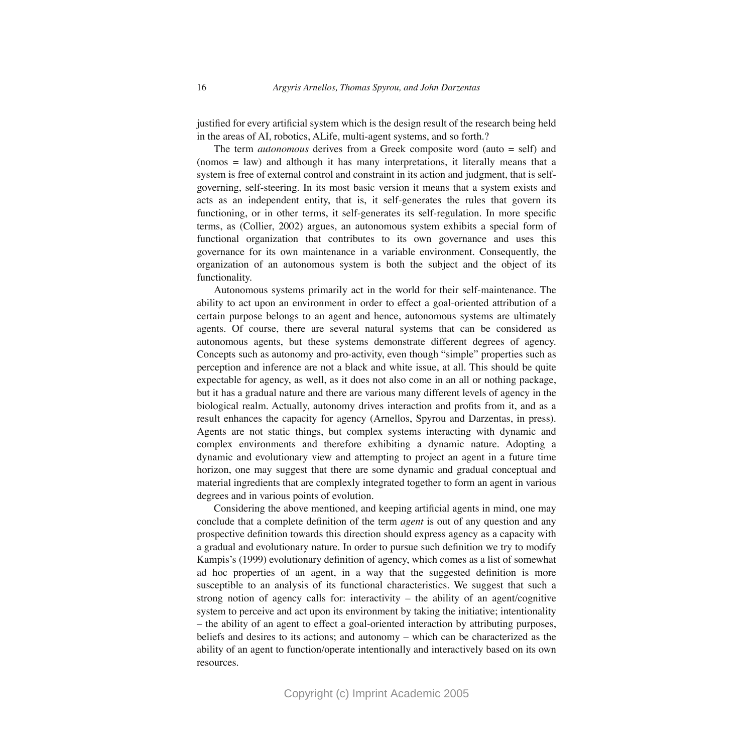justified for every artificial system which is the design result of the research being held in the areas of AI, robotics, ALife, multi-agent systems, and so forth.?

The term *autonomous* derives from a Greek composite word (auto = self) and (nomos = law) and although it has many interpretations, it literally means that a system is free of external control and constraint in its action and judgment, that is self-governing, self-steering. In its most basic version it means that a system exists and acts as an independent entity, that is, it self-generates the rules that govern its functioning, or in other terms, it self-generates its self-regulation. In more specific terms, as (Collier, 2002) argues, an autonomous system exhibits a special form of functional organization that contributes to its own governance and uses this governance for its own maintenance in a variable environment. Consequently, the organization of an autonomous system is both the subject and the object of its functionality.

Autonomous systems primarily act in the world for their self-maintenance. The ability to act upon an environment in order to effect a goal-oriented attribution of a certain purpose belongs to an agent and hence, autonomous systems are ultimately agents. Of course, there are several natural systems that can be considered as autonomous agents, but these systems demonstrate different degrees of agency. Concepts such as autonomy and pro-activity, even though "simple" properties such as perception and inference are not a black and white issue, at all. This should be quite expectable for agency, as well, as it does not also come in an all or nothing package, but it has a gradual nature and there are various many different levels of agency in the biological realm. Actually, autonomy drives interaction and profits from it, and as a result enhances the capacity for agency (Arnellos, Spyrou and Darzentas, in press). Agents are not static things, but complex systems interacting with dynamic and complex environments and therefore exhibiting a dynamic nature. Adopting a dynamic and evolutionary view and attempting to project an agent in a future time horizon, one may suggest that there are some dynamic and gradual conceptual and material ingredients that are complexly integrated together to form an agent in various degrees and in various points of evolution.

Considering the above mentioned, and keeping artificial agents in mind, one may conclude that a complete definition of the term *agent* is out of any question and any prospective definition towards this direction should express agency as a capacity with a gradual and evolutionary nature. In order to pursue such definition we try to modify Kampis's (1999) evolutionary definition of agency, which comes as a list of somewhat ad hoc properties of an agent, in a way that the suggested definition is more susceptible to an analysis of its functional characteristics. We suggest that such a strong notion of agency calls for: interactivity – the ability of an agent/cognitive system to perceive and act upon its environment by taking the initiative; intentionality – the ability of an agent to effect a goal-oriented interaction by attributing purposes, beliefs and desires to its actions; and autonomy – which can be characterized as the ability of an agent to function/operate intentionally and interactively based on its own resources.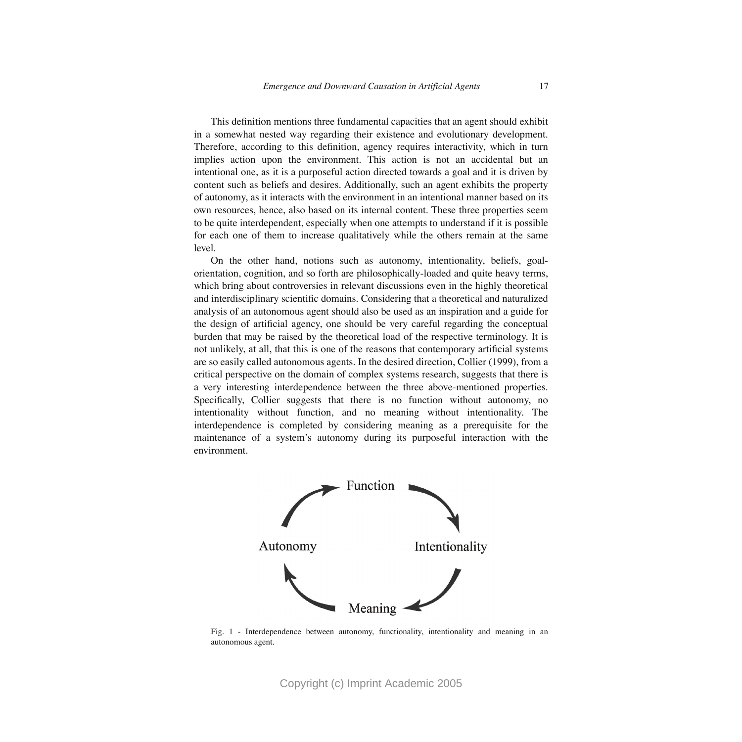This definition mentions three fundamental capacities that an agent should exhibit in a somewhat nested way regarding their existence and evolutionary development. Therefore, according to this definition, agency requires interactivity, which in turn implies action upon the environment. This action is not an accidental but an intentional one, as it is a purposeful action directed towards a goal and it is driven by content such as beliefs and desires. Additionally, such an agent exhibits the property of autonomy, as it interacts with the environment in an intentional manner based on its own resources, hence, also based on its internal content. These three properties seem to be quite interdependent, especially when one attempts to understand if it is possible for each one of them to increase qualitatively while the others remain at the same level.

On the other hand, notions such as autonomy, intentionality, beliefs, goal-orientation, cognition, and so forth are philosophically-loaded and quite heavy terms, which bring about controversies in relevant discussions even in the highly theoretical and interdisciplinary scientific domains. Considering that a theoretical and naturalized analysis of an autonomous agent should also be used as an inspiration and a guide for the design of artificial agency, one should be very careful regarding the conceptual burden that may be raised by the theoretical load of the respective terminology. It is not unlikely, at all, that this is one of the reasons that contemporary artificial systems are so easily called autonomous agents. In the desired direction, Collier (1999), from a critical perspective on the domain of complex systems research, suggests that there is a very interesting interdependence between the three above-mentioned properties. Specifically, Collier suggests that there is no function without autonomy, no intentionality without function, and no meaning without intentionality. The interdependence is completed by considering meaning as a prerequisite for the maintenance of a system's autonomy during its purposeful interaction with the environment.

Function → Intentionality → Meaning → Autonomy → Function

Fig. 1 - Interdependence between autonomy, functionality, intentionality and meaning in an autonomous agent.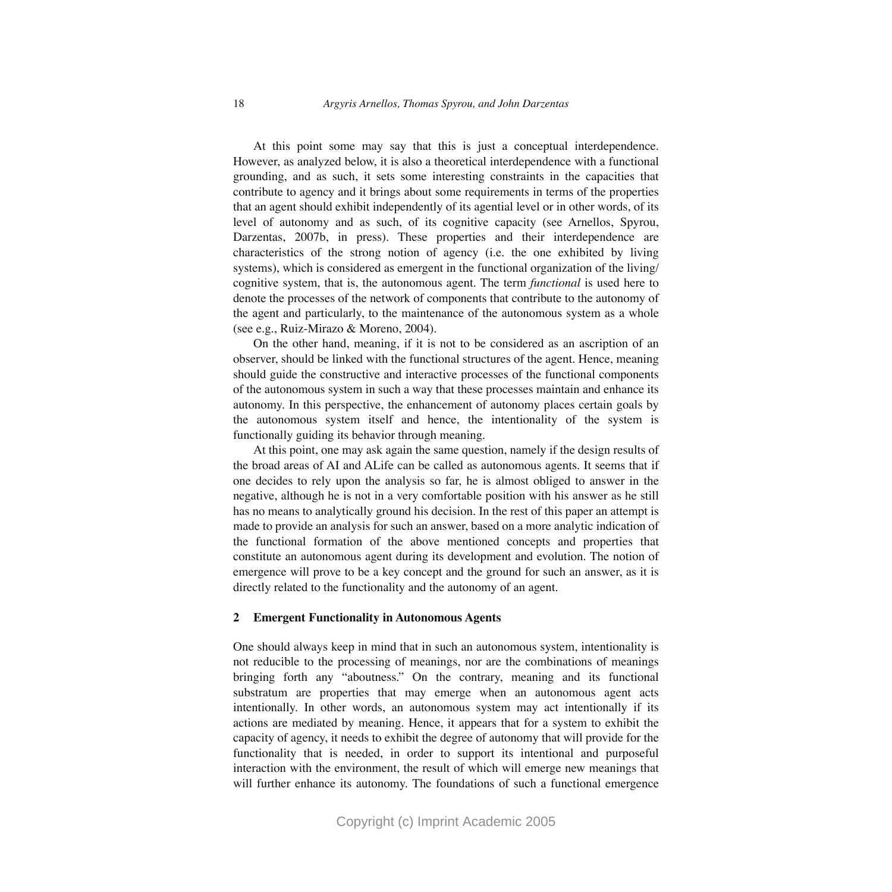At this point some may say that this is just a conceptual interdependence. However, as analyzed below, it is also a theoretical interdependence with a functional grounding, and as such, it sets some interesting constraints in the capacities that contribute to agency and it brings about some requirements in terms of the properties that an agent should exhibit independently of its agential level or in other words, of its level of autonomy and as such, of its cognitive capacity (see Arnellos, Spyrou, Darzentas, 2007b, in press). These properties and their interdependence are characteristics of the strong notion of agency (i.e. the one exhibited by living systems), which is considered as emergent in the functional organization of the living/cognitive system, that is, the autonomous agent. The term *functional* is used here to denote the processes of the network of components that contribute to the autonomy of the agent and particularly, to the maintenance of the autonomous system as a whole (see e.g., Ruiz-Mirazo & Moreno, 2004).

On the other hand, meaning, if it is not to be considered as an ascription of an observer, should be linked with the functional structures of the agent. Hence, meaning should guide the constructive and interactive processes of the functional components of the autonomous system in such a way that these processes maintain and enhance its autonomy. In this perspective, the enhancement of autonomy places certain goals by the autonomous system itself and hence, the intentionality of the system is functionally guiding its behavior through meaning.

At this point, one may ask again the same question, namely if the design results of the broad areas of AI and ALife can be called as autonomous agents. It seems that if one decides to rely upon the analysis so far, he is almost obliged to answer in the negative, although he is not in a very comfortable position with his answer as he still has no means to analytically ground his decision. In the rest of this paper an attempt is made to provide an analysis for such an answer, based on a more analytic indication of the functional formation of the above mentioned concepts and properties that constitute an autonomous agent during its development and evolution. The notion of emergence will prove to be a key concept and the ground for such an answer, as it is directly related to the functionality and the autonomy of an agent.

## 2 Emergent Functionality in Autonomous Agents

One should always keep in mind that in such an autonomous system, intentionality is not reducible to the processing of meanings, nor are the combinations of meanings bringing forth any "aboutness." On the contrary, meaning and its functional substratum are properties that may emerge when an autonomous agent acts intentionally. In other words, an autonomous system may act intentionally if its actions are mediated by meaning. Hence, it appears that for a system to exhibit the capacity of agency, it needs to exhibit the degree of autonomy that will provide for the functionality that is needed, in order to support its intentional and purposeful interaction with the environment, the result of which will emerge new meanings that will further enhance its autonomy. The foundations of such a functional emergence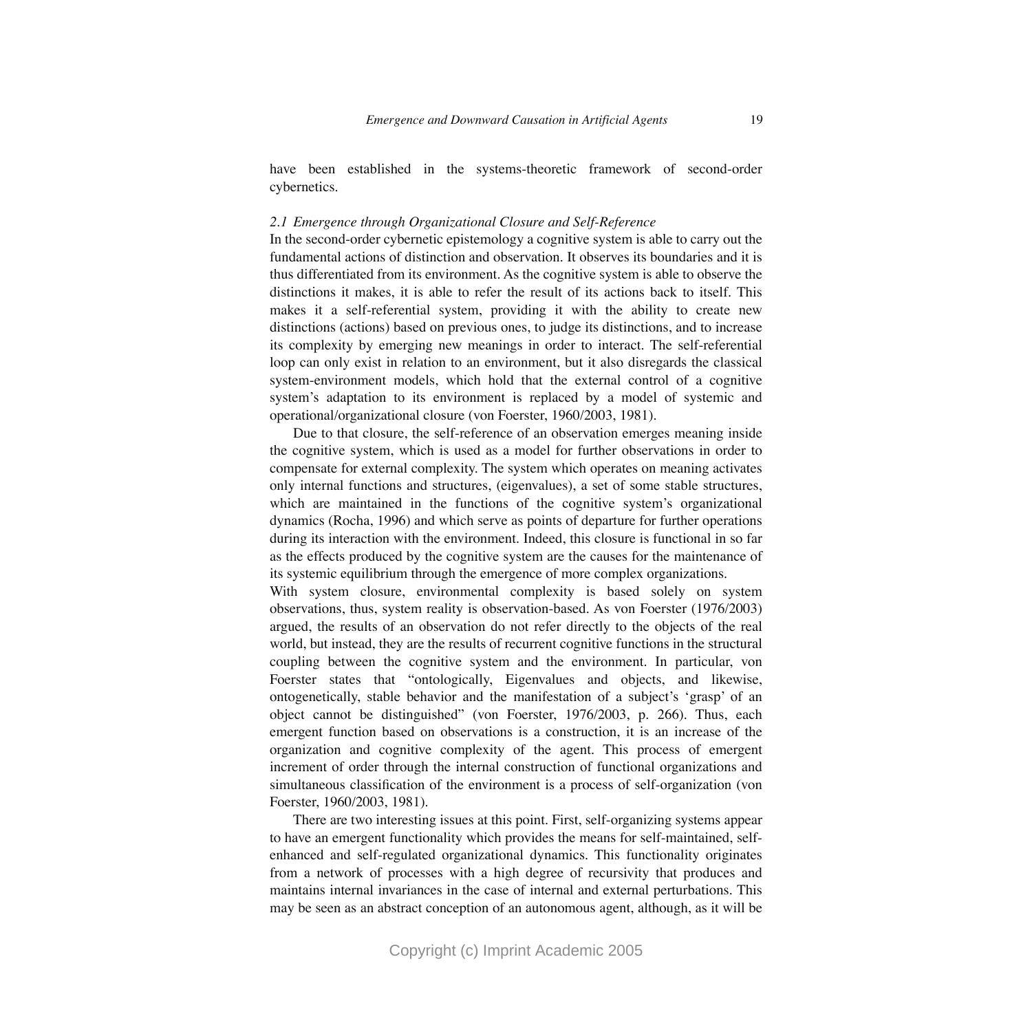have been established in the systems-theoretic framework of second-order cybernetics.

### *2.1 Emergence through Organizational Closure and Self-Reference*

In the second-order cybernetic epistemology a cognitive system is able to carry out the fundamental actions of distinction and observation. It observes its boundaries and it is thus differentiated from its environment. As the cognitive system is able to observe the distinctions it makes, it is able to refer the result of its actions back to itself. This makes it a self-referential system, providing it with the ability to create new distinctions (actions) based on previous ones, to judge its distinctions, and to increase its complexity by emerging new meanings in order to interact. The self-referential loop can only exist in relation to an environment, but it also disregards the classical system-environment models, which hold that the external control of a cognitive system's adaptation to its environment is replaced by a model of systemic and operational/organizational closure (von Foerster, 1960/2003, 1981).

Due to that closure, the self-reference of an observation emerges meaning inside the cognitive system, which is used as a model for further observations in order to compensate for external complexity. The system which operates on meaning activates only internal functions and structures, (eigenvalues), a set of some stable structures, which are maintained in the functions of the cognitive system's organizational dynamics (Rocha, 1996) and which serve as points of departure for further operations during its interaction with the environment. Indeed, this closure is functional in so far as the effects produced by the cognitive system are the causes for the maintenance of its systemic equilibrium through the emergence of more complex organizations.

With system closure, environmental complexity is based solely on system observations, thus, system reality is observation-based. As von Foerster (1976/2003) argued, the results of an observation do not refer directly to the objects of the real world, but instead, they are the results of recurrent cognitive functions in the structural coupling between the cognitive system and the environment. In particular, von Foerster states that "ontologically, Eigenvalues and objects, and likewise, ontogenetically, stable behavior and the manifestation of a subject's 'grasp' of an object cannot be distinguished" (von Foerster, 1976/2003, p. 266). Thus, each emergent function based on observations is a construction, it is an increase of the organization and cognitive complexity of the agent. This process of emergent increment of order through the internal construction of functional organizations and simultaneous classification of the environment is a process of self-organization (von Foerster, 1960/2003, 1981).

There are two interesting issues at this point. First, self-organizing systems appear to have an emergent functionality which provides the means for self-maintained, self-enhanced and self-regulated organizational dynamics. This functionality originates from a network of processes with a high degree of recursivity that produces and maintains internal invariances in the case of internal and external perturbations. This may be seen as an abstract conception of an autonomous agent, although, as it will be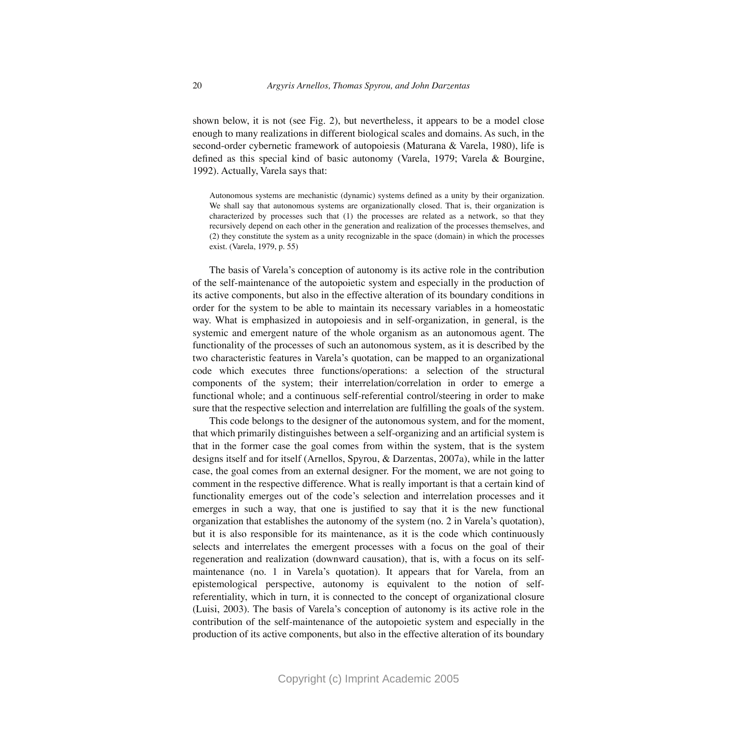shown below, it is not (see Fig. 2), but nevertheless, it appears to be a model close enough to many realizations in different biological scales and domains. As such, in the second-order cybernetic framework of autopoiesis (Maturana & Varela, 1980), life is defined as this special kind of basic autonomy (Varela, 1979; Varela & Bourgine, 1992). Actually, Varela says that:

> Autonomous systems are mechanistic (dynamic) systems defined as a unity by their organization. We shall say that autonomous systems are organizationally closed. That is, their organization is characterized by processes such that (1) the processes are related as a network, so that they recursively depend on each other in the generation and realization of the processes themselves, and (2) they constitute the system as a unity recognizable in the space (domain) in which the processes exist. (Varela, 1979, p. 55)

The basis of Varela's conception of autonomy is its active role in the contribution of the self-maintenance of the autopoietic system and especially in the production of its active components, but also in the effective alteration of its boundary conditions in order for the system to be able to maintain its necessary variables in a homeostatic way. What is emphasized in autopoiesis and in self-organization, in general, is the systemic and emergent nature of the whole organism as an autonomous agent. The functionality of the processes of such an autonomous system, as it is described by the two characteristic features in Varela's quotation, can be mapped to an organizational code which executes three functions/operations: a selection of the structural components of the system; their interrelation/correlation in order to emerge a functional whole; and a continuous self-referential control/steering in order to make sure that the respective selection and interrelation are fulfilling the goals of the system.

This code belongs to the designer of the autonomous system, and for the moment, that which primarily distinguishes between a self-organizing and an artificial system is that in the former case the goal comes from within the system, that is the system designs itself and for itself (Arnellos, Spyrou, & Darzentas, 2007a), while in the latter case, the goal comes from an external designer. For the moment, we are not going to comment in the respective difference. What is really important is that a certain kind of functionality emerges out of the code's selection and interrelation processes and it emerges in such a way, that one is justified to say that it is the new functional organization that establishes the autonomy of the system (no. 2 in Varela's quotation), but it is also responsible for its maintenance, as it is the code which continuously selects and interrelates the emergent processes with a focus on the goal of their regeneration and realization (downward causation), that is, with a focus on its self-maintenance (no. 1 in Varela's quotation). It appears that for Varela, from an epistemological perspective, autonomy is equivalent to the notion of self-referentiality, which in turn, it is connected to the concept of organizational closure (Luisi, 2003). The basis of Varela's conception of autonomy is its active role in the contribution of the self-maintenance of the autopoietic system and especially in the production of its active components, but also in the effective alteration of its boundary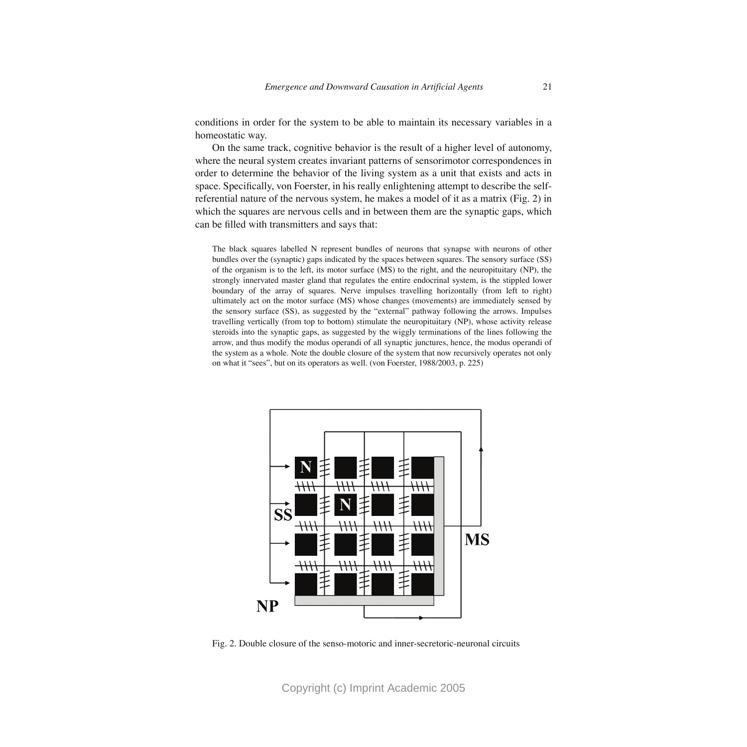conditions in order for the system to be able to maintain its necessary variables in a homeostatic way.

On the same track, cognitive behavior is the result of a higher level of autonomy, where the neural system creates invariant patterns of sensorimotor correspondences in order to determine the behavior of the living system as a unit that exists and acts in space. Specifically, von Foerster, in his really enlightening attempt to describe the self-referential nature of the nervous system, he makes a model of it as a matrix (Fig. 2) in which the squares are nervous cells and in between them are the synaptic gaps, which can be filled with transmitters and says that:

> The black squares labelled N represent bundles of neurons that synapse with neurons of other bundles over the (synaptic) gaps indicated by the spaces between squares. The sensory surface (SS) of the organism is to the left, its motor surface (MS) to the right, and the neuropituitary (NP), the strongly innervated master gland that regulates the entire endocrinal system, is the stippled lower boundary of the array of squares. Nerve impulses travelling horizontally (from left to right) ultimately act on the motor surface (MS) whose changes (movements) are immediately sensed by the sensory surface (SS), as suggested by the "external" pathway following the arrows. Impulses travelling vertically (from top to bottom) stimulate the neuropituitary (NP), whose activity release steroids into the synaptic gaps, as suggested by the wiggly terminations of the lines following the arrow, and thus modify the modus operandi of all synaptic junctures, hence, the modus operandi of the system as a whole. Note the double closure of the system that now recursively operates not only on what it "sees", but on its operators as well. (von Foerster, 1988/2003, p. 225)

Fig. 2. Double closure of the senso-motoric and inner-secretoric-neuronal circuits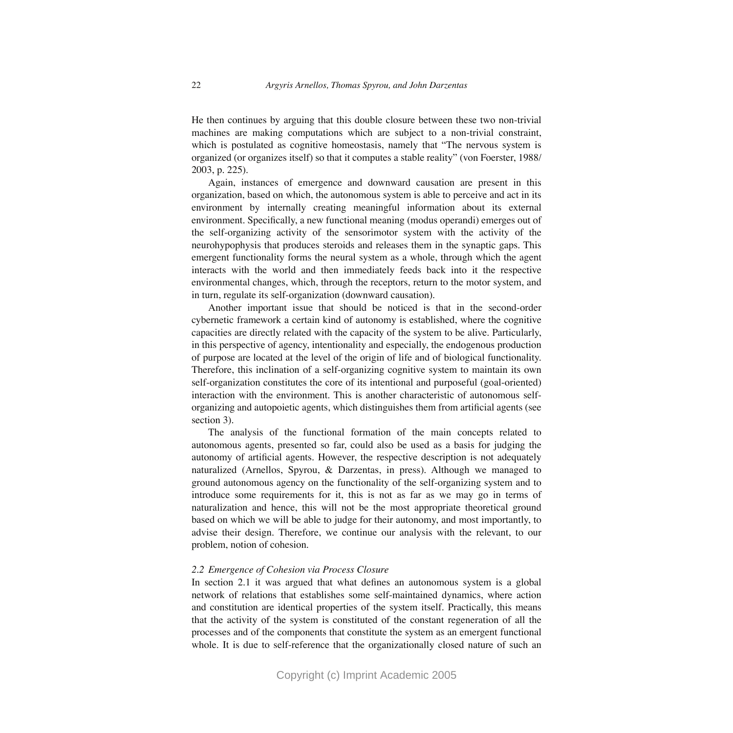He then continues by arguing that this double closure between these two non-trivial machines are making computations which are subject to a non-trivial constraint, which is postulated as cognitive homeostasis, namely that "The nervous system is organized (or organizes itself) so that it computes a stable reality" (von Foerster, 1988/2003, p. 225).

Again, instances of emergence and downward causation are present in this organization, based on which, the autonomous system is able to perceive and act in its environment by internally creating meaningful information about its external environment. Specifically, a new functional meaning (modus operandi) emerges out of the self-organizing activity of the sensorimotor system with the activity of the neurohypophysis that produces steroids and releases them in the synaptic gaps. This emergent functionality forms the neural system as a whole, through which the agent interacts with the world and then immediately feeds back into it the respective environmental changes, which, through the receptors, return to the motor system, and in turn, regulate its self-organization (downward causation).

Another important issue that should be noticed is that in the second-order cybernetic framework a certain kind of autonomy is established, where the cognitive capacities are directly related with the capacity of the system to be alive. Particularly, in this perspective of agency, intentionality and especially, the endogenous production of purpose are located at the level of the origin of life and of biological functionality. Therefore, this inclination of a self-organizing cognitive system to maintain its own self-organization constitutes the core of its intentional and purposeful (goal-oriented) interaction with the environment. This is another characteristic of autonomous self-organizing and autopoietic agents, which distinguishes them from artificial agents (see section 3).

The analysis of the functional formation of the main concepts related to autonomous agents, presented so far, could also be used as a basis for judging the autonomy of artificial agents. However, the respective description is not adequately naturalized (Arnellos, Spyrou, & Darzentas, in press). Although we managed to ground autonomous agency on the functionality of the self-organizing system and to introduce some requirements for it, this is not as far as we may go in terms of naturalization and hence, this will not be the most appropriate theoretical ground based on which we will be able to judge for their autonomy, and most importantly, to advise their design. Therefore, we continue our analysis with the relevant, to our problem, notion of cohesion.

### *2.2 Emergence of Cohesion via Process Closure*

In section 2.1 it was argued that what defines an autonomous system is a global network of relations that establishes some self-maintained dynamics, where action and constitution are identical properties of the system itself. Practically, this means that the activity of the system is constituted of the constant regeneration of all the processes and of the components that constitute the system as an emergent functional whole. It is due to self-reference that the organizationally closed nature of such an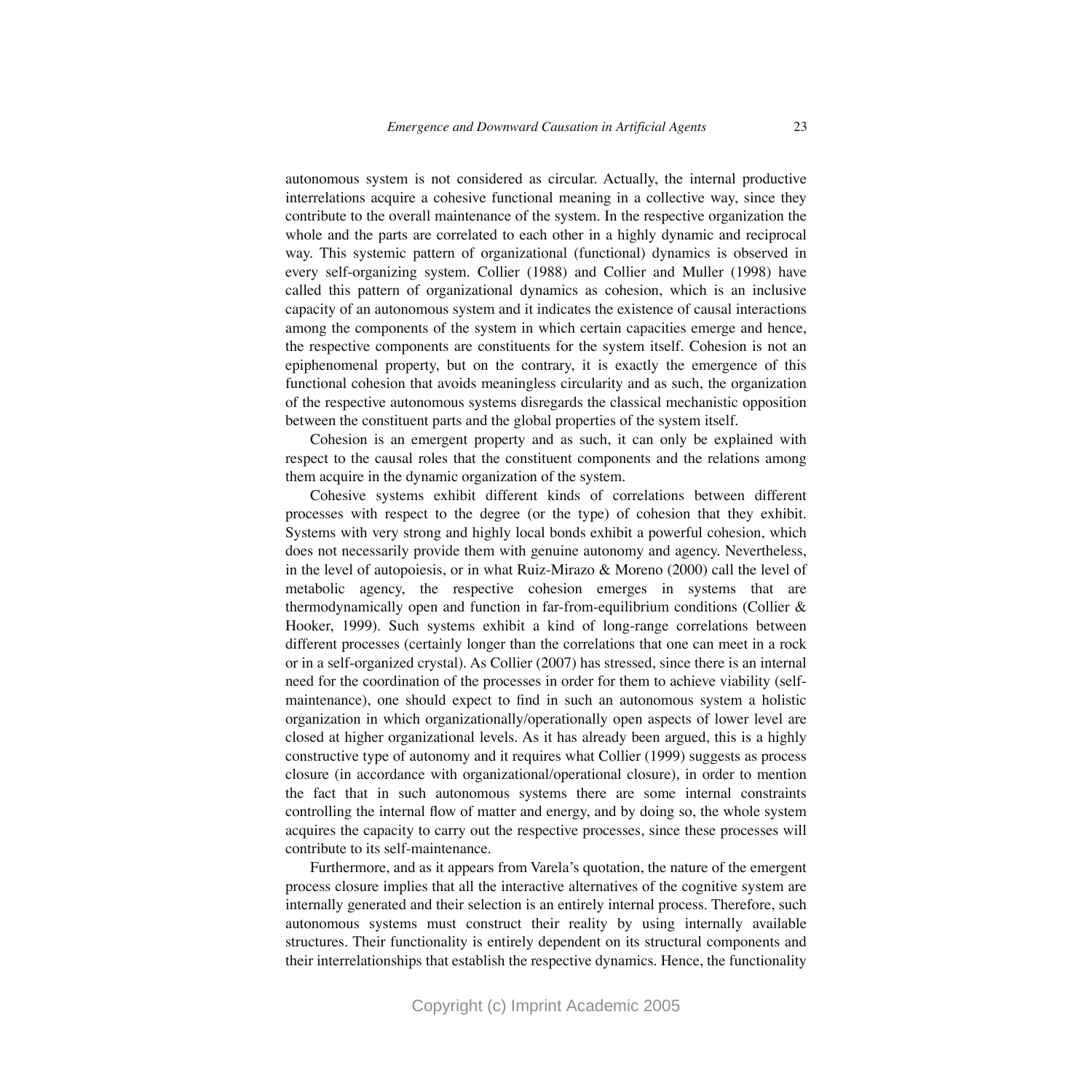autonomous system is not considered as circular. Actually, the internal productive interrelations acquire a cohesive functional meaning in a collective way, since they contribute to the overall maintenance of the system. In the respective organization the whole and the parts are correlated to each other in a highly dynamic and reciprocal way. This systemic pattern of organizational (functional) dynamics is observed in every self-organizing system. Collier (1988) and Collier and Muller (1998) have called this pattern of organizational dynamics as cohesion, which is an inclusive capacity of an autonomous system and it indicates the existence of causal interactions among the components of the system in which certain capacities emerge and hence, the respective components are constituents for the system itself. Cohesion is not an epiphenomenal property, but on the contrary, it is exactly the emergence of this functional cohesion that avoids meaningless circularity and as such, the organization of the respective autonomous systems disregards the classical mechanistic opposition between the constituent parts and the global properties of the system itself.

Cohesion is an emergent property and as such, it can only be explained with respect to the causal roles that the constituent components and the relations among them acquire in the dynamic organization of the system.

Cohesive systems exhibit different kinds of correlations between different processes with respect to the degree (or the type) of cohesion that they exhibit. Systems with very strong and highly local bonds exhibit a powerful cohesion, which does not necessarily provide them with genuine autonomy and agency. Nevertheless, in the level of autopoiesis, or in what Ruiz-Mirazo & Moreno (2000) call the level of metabolic agency, the respective cohesion emerges in systems that are thermodynamically open and function in far-from-equilibrium conditions (Collier & Hooker, 1999). Such systems exhibit a kind of long-range correlations between different processes (certainly longer than the correlations that one can meet in a rock or in a self-organized crystal). As Collier (2007) has stressed, since there is an internal need for the coordination of the processes in order for them to achieve viability (self-maintenance), one should expect to find in such an autonomous system a holistic organization in which organizationally/operationally open aspects of lower level are closed at higher organizational levels. As it has already been argued, this is a highly constructive type of autonomy and it requires what Collier (1999) suggests as process closure (in accordance with organizational/operational closure), in order to mention the fact that in such autonomous systems there are some internal constraints controlling the internal flow of matter and energy, and by doing so, the whole system acquires the capacity to carry out the respective processes, since these processes will contribute to its self-maintenance.

Furthermore, and as it appears from Varela's quotation, the nature of the emergent process closure implies that all the interactive alternatives of the cognitive system are internally generated and their selection is an entirely internal process. Therefore, such autonomous systems must construct their reality by using internally available structures. Their functionality is entirely dependent on its structural components and their interrelationships that establish the respective dynamics. Hence, the functionality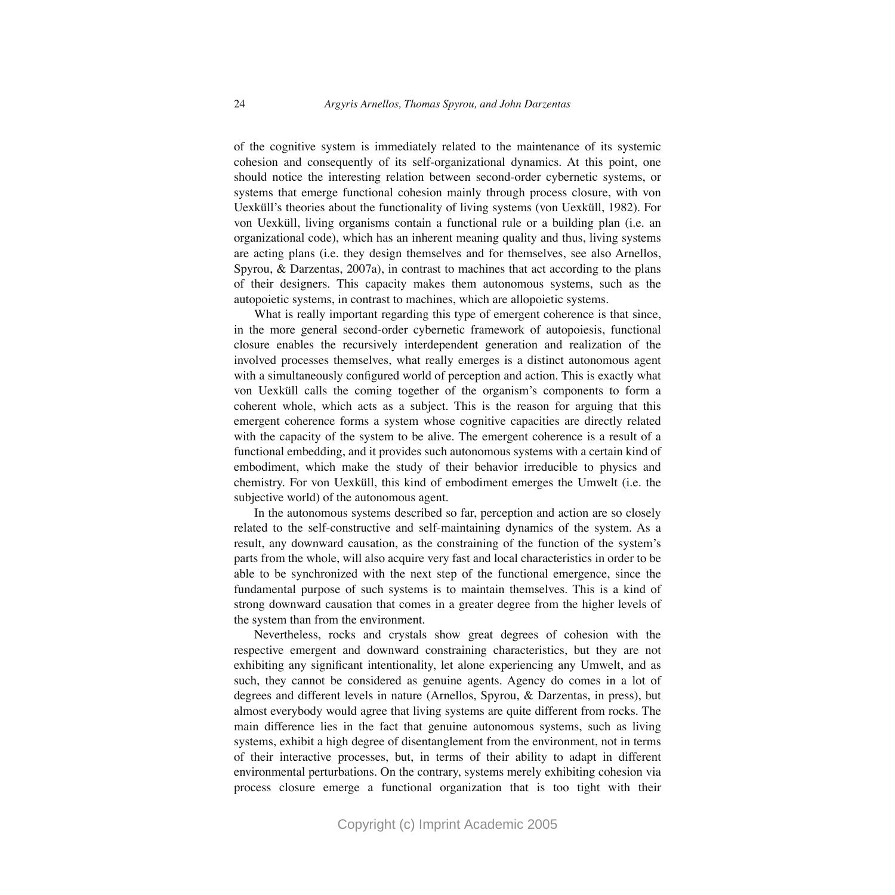of the cognitive system is immediately related to the maintenance of its systemic cohesion and consequently of its self-organizational dynamics. At this point, one should notice the interesting relation between second-order cybernetic systems, or systems that emerge functional cohesion mainly through process closure, with von Uexküll's theories about the functionality of living systems (von Uexküll, 1982). For von Uexküll, living organisms contain a functional rule or a building plan (i.e. an organizational code), which has an inherent meaning quality and thus, living systems are acting plans (i.e. they design themselves and for themselves, see also Arnellos, Spyrou, & Darzentas, 2007a), in contrast to machines that act according to the plans of their designers. This capacity makes them autonomous systems, such as the autopoietic systems, in contrast to machines, which are allopoietic systems.

What is really important regarding this type of emergent coherence is that since, in the more general second-order cybernetic framework of autopoiesis, functional closure enables the recursively interdependent generation and realization of the involved processes themselves, what really emerges is a distinct autonomous agent with a simultaneously configured world of perception and action. This is exactly what von Uexküll calls the coming together of the organism's components to form a coherent whole, which acts as a subject. This is the reason for arguing that this emergent coherence forms a system whose cognitive capacities are directly related with the capacity of the system to be alive. The emergent coherence is a result of a functional embedding, and it provides such autonomous systems with a certain kind of embodiment, which make the study of their behavior irreducible to physics and chemistry. For von Uexküll, this kind of embodiment emerges the Umwelt (i.e. the subjective world) of the autonomous agent.

In the autonomous systems described so far, perception and action are so closely related to the self-constructive and self-maintaining dynamics of the system. As a result, any downward causation, as the constraining of the function of the system's parts from the whole, will also acquire very fast and local characteristics in order to be able to be synchronized with the next step of the functional emergence, since the fundamental purpose of such systems is to maintain themselves. This is a kind of strong downward causation that comes in a greater degree from the higher levels of the system than from the environment.

Nevertheless, rocks and crystals show great degrees of cohesion with the respective emergent and downward constraining characteristics, but they are not exhibiting any significant intentionality, let alone experiencing any Umwelt, and as such, they cannot be considered as genuine agents. Agency do comes in a lot of degrees and different levels in nature (Arnellos, Spyrou, & Darzentas, in press), but almost everybody would agree that living systems are quite different from rocks. The main difference lies in the fact that genuine autonomous systems, such as living systems, exhibit a high degree of disentanglement from the environment, not in terms of their interactive processes, but, in terms of their ability to adapt in different environmental perturbations. On the contrary, systems merely exhibiting cohesion via process closure emerge a functional organization that is too tight with their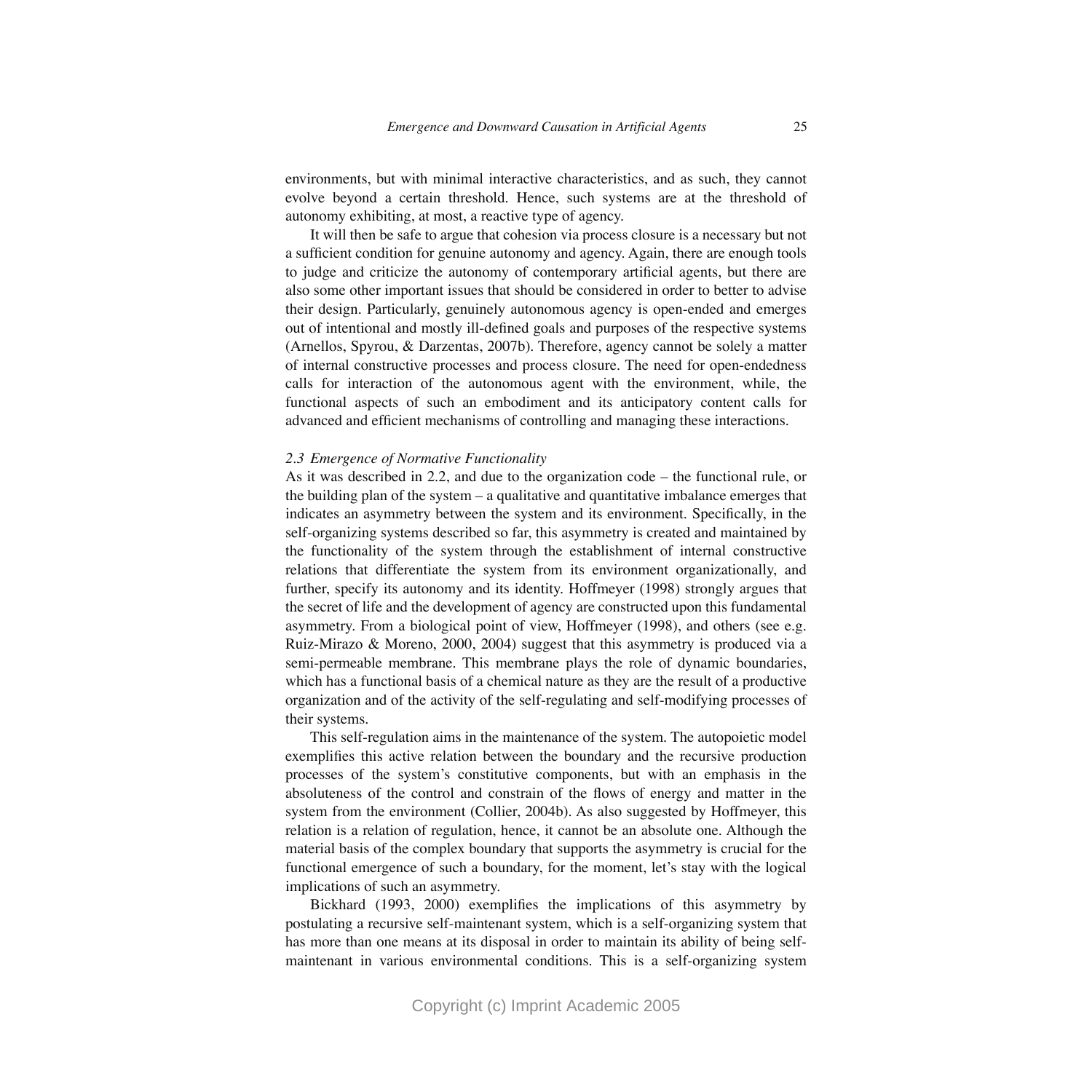environments, but with minimal interactive characteristics, and as such, they cannot evolve beyond a certain threshold. Hence, such systems are at the threshold of autonomy exhibiting, at most, a reactive type of agency.

It will then be safe to argue that cohesion via process closure is a necessary but not a sufficient condition for genuine autonomy and agency. Again, there are enough tools to judge and criticize the autonomy of contemporary artificial agents, but there are also some other important issues that should be considered in order to better to advise their design. Particularly, genuinely autonomous agency is open-ended and emerges out of intentional and mostly ill-defined goals and purposes of the respective systems (Arnellos, Spyrou, & Darzentas, 2007b). Therefore, agency cannot be solely a matter of internal constructive processes and process closure. The need for open-endedness calls for interaction of the autonomous agent with the environment, while, the functional aspects of such an embodiment and its anticipatory content calls for advanced and efficient mechanisms of controlling and managing these interactions.

### *2.3 Emergence of Normative Functionality*

As it was described in 2.2, and due to the organization code – the functional rule, or the building plan of the system – a qualitative and quantitative imbalance emerges that indicates an asymmetry between the system and its environment. Specifically, in the self-organizing systems described so far, this asymmetry is created and maintained by the functionality of the system through the establishment of internal constructive relations that differentiate the system from its environment organizationally, and further, specify its autonomy and its identity. Hoffmeyer (1998) strongly argues that the secret of life and the development of agency are constructed upon this fundamental asymmetry. From a biological point of view, Hoffmeyer (1998), and others (see e.g. Ruiz-Mirazo & Moreno, 2000, 2004) suggest that this asymmetry is produced via a semi-permeable membrane. This membrane plays the role of dynamic boundaries, which has a functional basis of a chemical nature as they are the result of a productive organization and of the activity of the self-regulating and self-modifying processes of their systems.

This self-regulation aims in the maintenance of the system. The autopoietic model exemplifies this active relation between the boundary and the recursive production processes of the system's constitutive components, but with an emphasis in the absoluteness of the control and constrain of the flows of energy and matter in the system from the environment (Collier, 2004b). As also suggested by Hoffmeyer, this relation is a relation of regulation, hence, it cannot be an absolute one. Although the material basis of the complex boundary that supports the asymmetry is crucial for the functional emergence of such a boundary, for the moment, let's stay with the logical implications of such an asymmetry.

Bickhard (1993, 2000) exemplifies the implications of this asymmetry by postulating a recursive self-maintenant system, which is a self-organizing system that has more than one means at its disposal in order to maintain its ability of being self-maintenant in various environmental conditions. This is a self-organizing system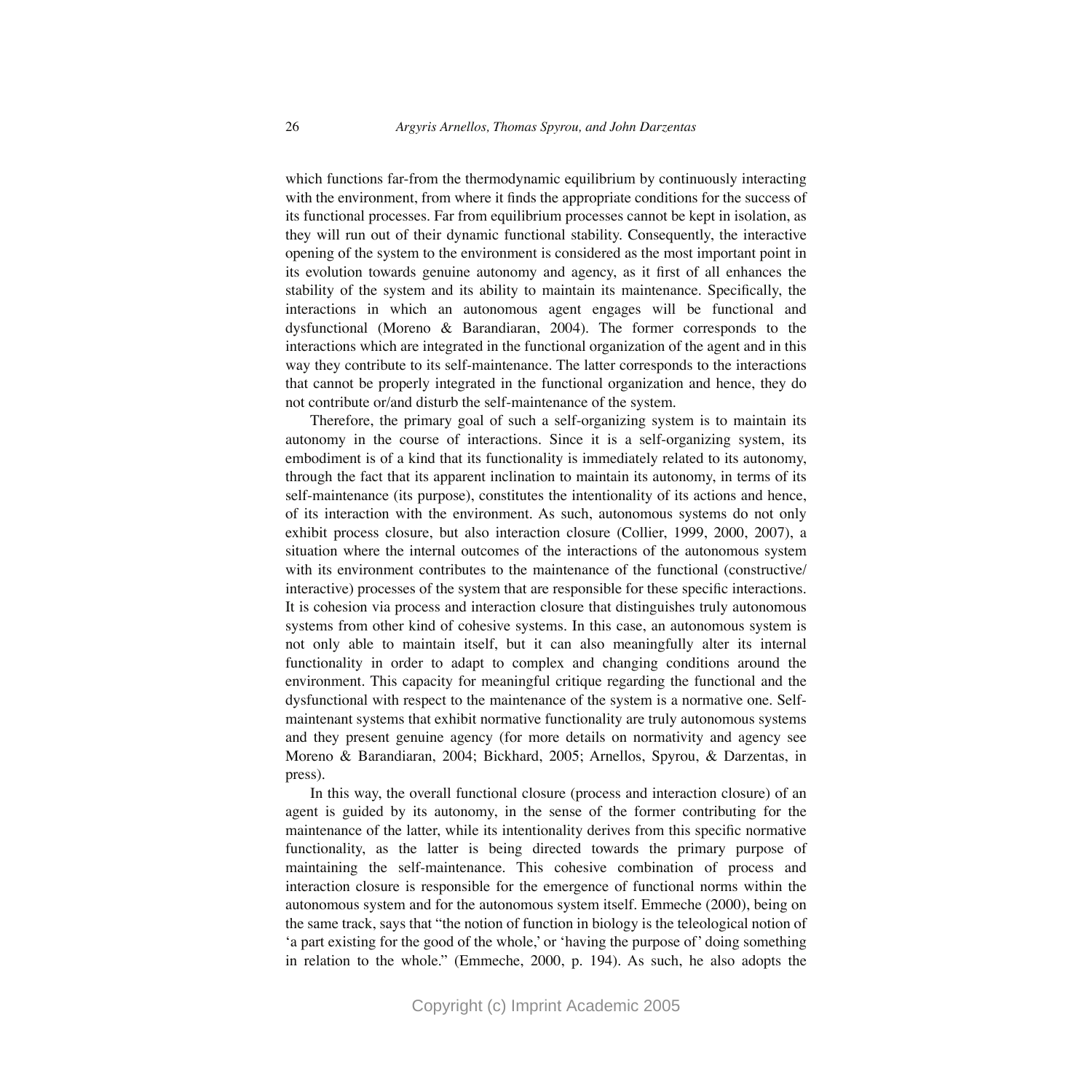which functions far-from the thermodynamic equilibrium by continuously interacting with the environment, from where it finds the appropriate conditions for the success of its functional processes. Far from equilibrium processes cannot be kept in isolation, as they will run out of their dynamic functional stability. Consequently, the interactive opening of the system to the environment is considered as the most important point in its evolution towards genuine autonomy and agency, as it first of all enhances the stability of the system and its ability to maintain its maintenance. Specifically, the interactions in which an autonomous agent engages will be functional and dysfunctional (Moreno & Barandiaran, 2004). The former corresponds to the interactions which are integrated in the functional organization of the agent and in this way they contribute to its self-maintenance. The latter corresponds to the interactions that cannot be properly integrated in the functional organization and hence, they do not contribute or/and disturb the self-maintenance of the system.

Therefore, the primary goal of such a self-organizing system is to maintain its autonomy in the course of interactions. Since it is a self-organizing system, its embodiment is of a kind that its functionality is immediately related to its autonomy, through the fact that its apparent inclination to maintain its autonomy, in terms of its self-maintenance (its purpose), constitutes the intentionality of its actions and hence, of its interaction with the environment. As such, autonomous systems do not only exhibit process closure, but also interaction closure (Collier, 1999, 2000, 2007), a situation where the internal outcomes of the interactions of the autonomous system with its environment contributes to the maintenance of the functional (constructive/ interactive) processes of the system that are responsible for these specific interactions. It is cohesion via process and interaction closure that distinguishes truly autonomous systems from other kind of cohesive systems. In this case, an autonomous system is not only able to maintain itself, but it can also meaningfully alter its internal functionality in order to adapt to complex and changing conditions around the environment. This capacity for meaningful critique regarding the functional and the dysfunctional with respect to the maintenance of the system is a normative one. Self-maintenant systems that exhibit normative functionality are truly autonomous systems and they present genuine agency (for more details on normativity and agency see Moreno & Barandiaran, 2004; Bickhard, 2005; Arnellos, Spyrou, & Darzentas, in press).

In this way, the overall functional closure (process and interaction closure) of an agent is guided by its autonomy, in the sense of the former contributing for the maintenance of the latter, while its intentionality derives from this specific normative functionality, as the latter is being directed towards the primary purpose of maintaining the self-maintenance. This cohesive combination of process and interaction closure is responsible for the emergence of functional norms within the autonomous system and for the autonomous system itself. Emmeche (2000), being on the same track, says that "the notion of function in biology is the teleological notion of 'a part existing for the good of the whole,' or 'having the purpose of' doing something in relation to the whole." (Emmeche, 2000, p. 194). As such, he also adopts the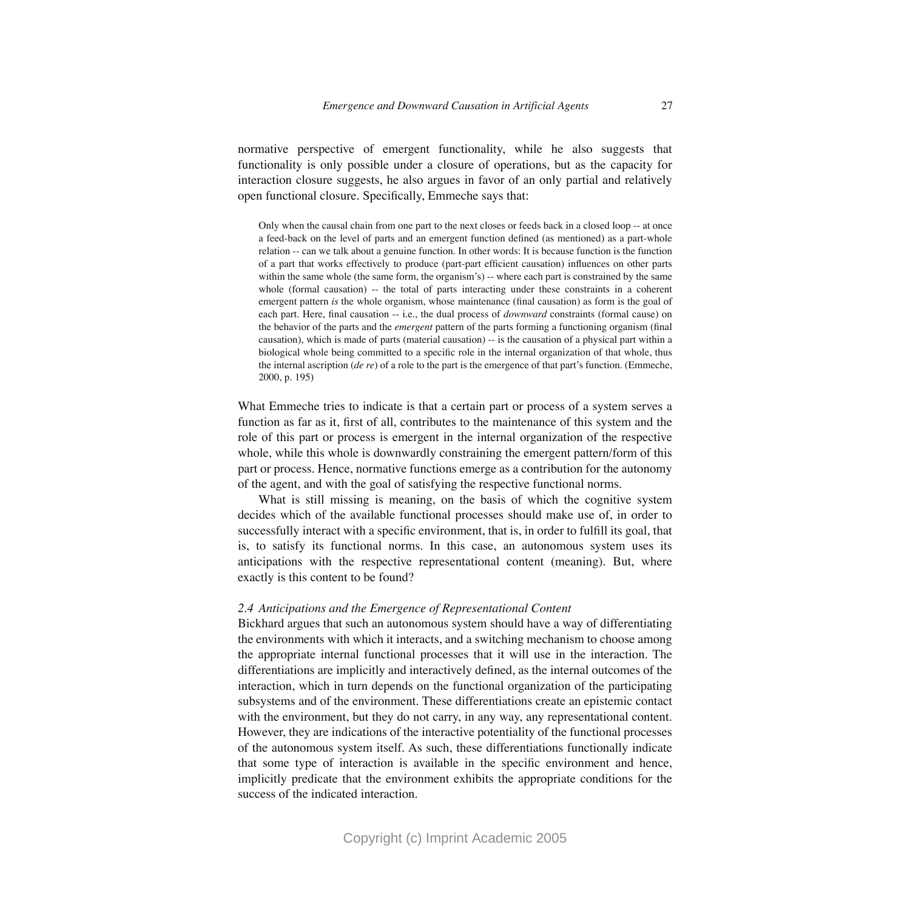normative perspective of emergent functionality, while he also suggests that functionality is only possible under a closure of operations, but as the capacity for interaction closure suggests, he also argues in favor of an only partial and relatively open functional closure. Specifically, Emmeche says that:

> Only when the causal chain from one part to the next closes or feeds back in a closed loop -- at once a feed-back on the level of parts and an emergent function defined (as mentioned) as a part-whole relation -- can we talk about a genuine function. In other words: It is because function is the function of a part that works effectively to produce (part-part efficient causation) influences on other parts within the same whole (the same form, the organism's) -- where each part is constrained by the same whole (formal causation) -- the total of parts interacting under these constraints in a coherent emergent pattern *is* the whole organism, whose maintenance (final causation) as form is the goal of each part. Here, final causation -- i.e., the dual process of *downward* constraints (formal cause) on the behavior of the parts and the *emergent* pattern of the parts forming a functioning organism (final causation), which is made of parts (material causation) -- is the causation of a physical part within a biological whole being committed to a specific role in the internal organization of that whole, thus the internal ascription (*de re*) of a role to the part is the emergence of that part's function. (Emmeche, 2000, p. 195)

What Emmeche tries to indicate is that a certain part or process of a system serves a function as far as it, first of all, contributes to the maintenance of this system and the role of this part or process is emergent in the internal organization of the respective whole, while this whole is downwardly constraining the emergent pattern/form of this part or process. Hence, normative functions emerge as a contribution for the autonomy of the agent, and with the goal of satisfying the respective functional norms.

What is still missing is meaning, on the basis of which the cognitive system decides which of the available functional processes should make use of, in order to successfully interact with a specific environment, that is, in order to fulfill its goal, that is, to satisfy its functional norms. In this case, an autonomous system uses its anticipations with the respective representational content (meaning). But, where exactly is this content to be found?

### *2.4 Anticipations and the Emergence of Representational Content*

Bickhard argues that such an autonomous system should have a way of differentiating the environments with which it interacts, and a switching mechanism to choose among the appropriate internal functional processes that it will use in the interaction. The differentiations are implicitly and interactively defined, as the internal outcomes of the interaction, which in turn depends on the functional organization of the participating subsystems and of the environment. These differentiations create an epistemic contact with the environment, but they do not carry, in any way, any representational content. However, they are indications of the interactive potentiality of the functional processes of the autonomous system itself. As such, these differentiations functionally indicate that some type of interaction is available in the specific environment and hence, implicitly predicate that the environment exhibits the appropriate conditions for the success of the indicated interaction.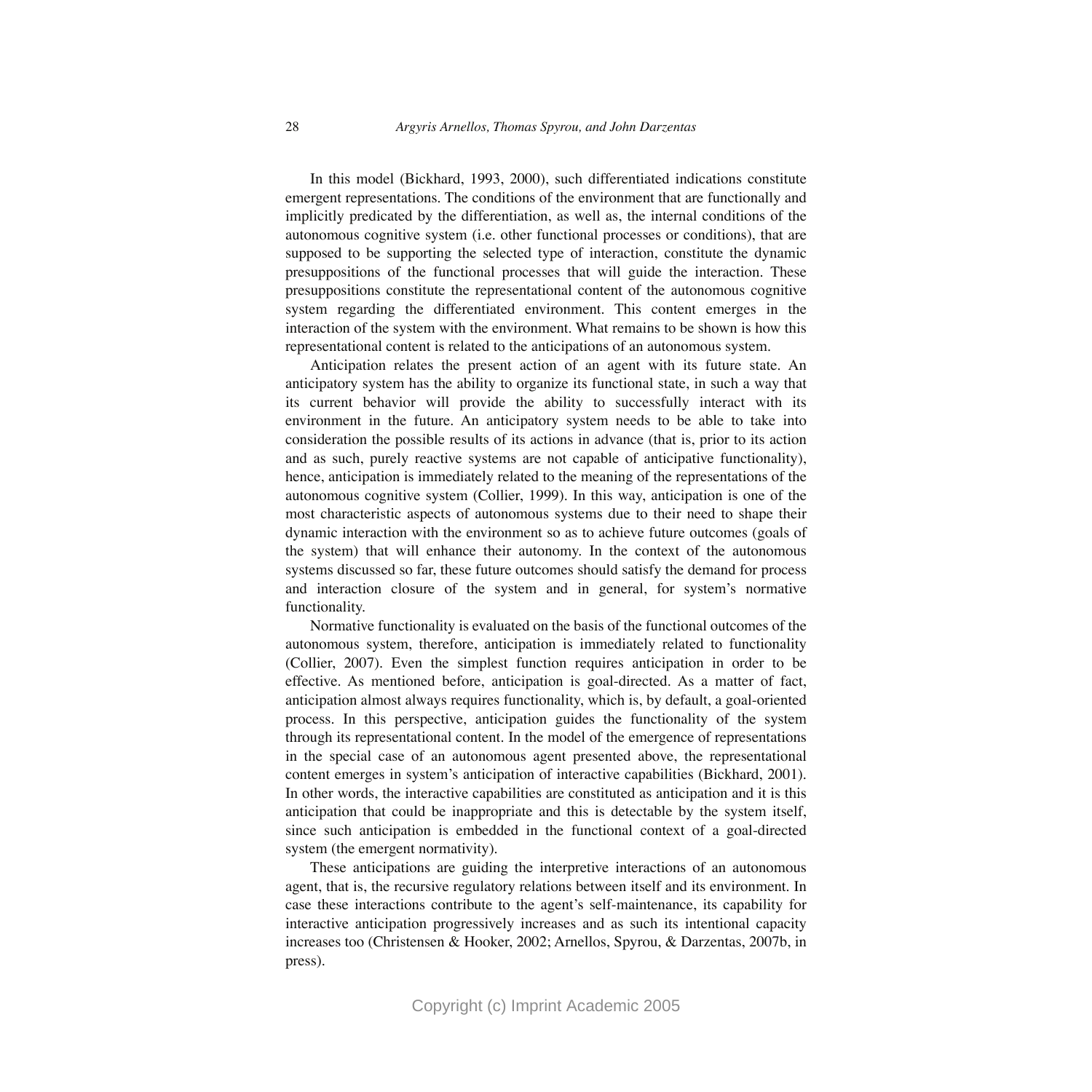In this model (Bickhard, 1993, 2000), such differentiated indications constitute emergent representations. The conditions of the environment that are functionally and implicitly predicated by the differentiation, as well as, the internal conditions of the autonomous cognitive system (i.e. other functional processes or conditions), that are supposed to be supporting the selected type of interaction, constitute the dynamic presuppositions of the functional processes that will guide the interaction. These presuppositions constitute the representational content of the autonomous cognitive system regarding the differentiated environment. This content emerges in the interaction of the system with the environment. What remains to be shown is how this representational content is related to the anticipations of an autonomous system.

Anticipation relates the present action of an agent with its future state. An anticipatory system has the ability to organize its functional state, in such a way that its current behavior will provide the ability to successfully interact with its environment in the future. An anticipatory system needs to be able to take into consideration the possible results of its actions in advance (that is, prior to its action and as such, purely reactive systems are not capable of anticipative functionality), hence, anticipation is immediately related to the meaning of the representations of the autonomous cognitive system (Collier, 1999). In this way, anticipation is one of the most characteristic aspects of autonomous systems due to their need to shape their dynamic interaction with the environment so as to achieve future outcomes (goals of the system) that will enhance their autonomy. In the context of the autonomous systems discussed so far, these future outcomes should satisfy the demand for process and interaction closure of the system and in general, for system's normative functionality.

Normative functionality is evaluated on the basis of the functional outcomes of the autonomous system, therefore, anticipation is immediately related to functionality (Collier, 2007). Even the simplest function requires anticipation in order to be effective. As mentioned before, anticipation is goal-directed. As a matter of fact, anticipation almost always requires functionality, which is, by default, a goal-oriented process. In this perspective, anticipation guides the functionality of the system through its representational content. In the model of the emergence of representations in the special case of an autonomous agent presented above, the representational content emerges in system's anticipation of interactive capabilities (Bickhard, 2001). In other words, the interactive capabilities are constituted as anticipation and it is this anticipation that could be inappropriate and this is detectable by the system itself, since such anticipation is embedded in the functional context of a goal-directed system (the emergent normativity).

These anticipations are guiding the interpretive interactions of an autonomous agent, that is, the recursive regulatory relations between itself and its environment. In case these interactions contribute to the agent's self-maintenance, its capability for interactive anticipation progressively increases and as such its intentional capacity increases too (Christensen & Hooker, 2002; Arnellos, Spyrou, & Darzentas, 2007b, in press).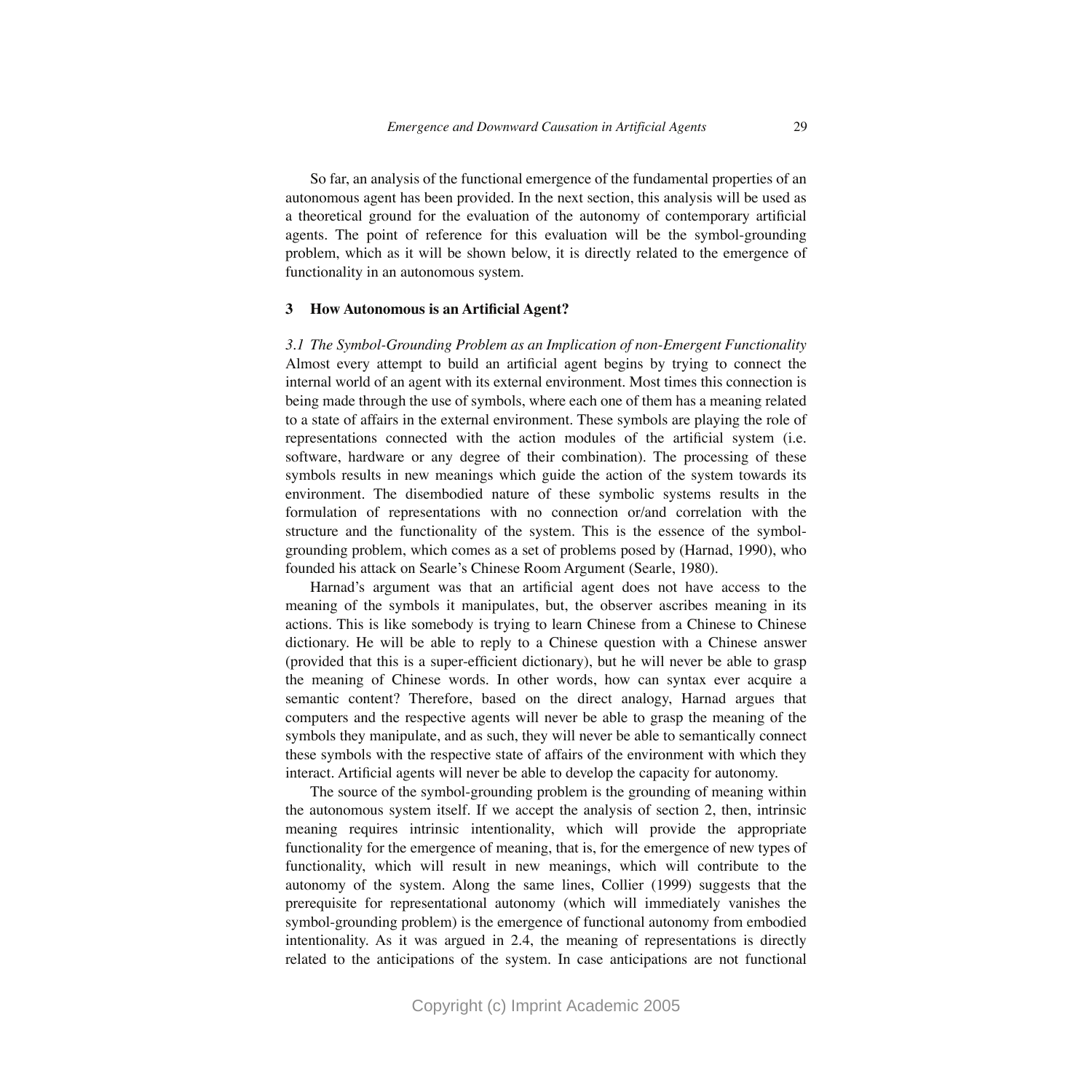So far, an analysis of the functional emergence of the fundamental properties of an autonomous agent has been provided. In the next section, this analysis will be used as a theoretical ground for the evaluation of the autonomy of contemporary artificial agents. The point of reference for this evaluation will be the symbol-grounding problem, which as it will be shown below, it is directly related to the emergence of functionality in an autonomous system.

## 3 How Autonomous is an Artificial Agent?

### *3.1 The Symbol-Grounding Problem as an Implication of non-Emergent Functionality*

Almost every attempt to build an artificial agent begins by trying to connect the internal world of an agent with its external environment. Most times this connection is being made through the use of symbols, where each one of them has a meaning related to a state of affairs in the external environment. These symbols are playing the role of representations connected with the action modules of the artificial system (i.e. software, hardware or any degree of their combination). The processing of these symbols results in new meanings which guide the action of the system towards its environment. The disembodied nature of these symbolic systems results in the formulation of representations with no connection or/and correlation with the structure and the functionality of the system. This is the essence of the symbol-grounding problem, which comes as a set of problems posed by (Harnad, 1990), who founded his attack on Searle's Chinese Room Argument (Searle, 1980).

Harnad's argument was that an artificial agent does not have access to the meaning of the symbols it manipulates, but, the observer ascribes meaning in its actions. This is like somebody is trying to learn Chinese from a Chinese to Chinese dictionary. He will be able to reply to a Chinese question with a Chinese answer (provided that this is a super-efficient dictionary), but he will never be able to grasp the meaning of Chinese words. In other words, how can syntax ever acquire a semantic content? Therefore, based on the direct analogy, Harnad argues that computers and the respective agents will never be able to grasp the meaning of the symbols they manipulate, and as such, they will never be able to semantically connect these symbols with the respective state of affairs of the environment with which they interact. Artificial agents will never be able to develop the capacity for autonomy.

The source of the symbol-grounding problem is the grounding of meaning within the autonomous system itself. If we accept the analysis of section 2, then, intrinsic meaning requires intrinsic intentionality, which will provide the appropriate functionality for the emergence of meaning, that is, for the emergence of new types of functionality, which will result in new meanings, which will contribute to the autonomy of the system. Along the same lines, Collier (1999) suggests that the prerequisite for representational autonomy (which will immediately vanishes the symbol-grounding problem) is the emergence of functional autonomy from embodied intentionality. As it was argued in 2.4, the meaning of representations is directly related to the anticipations of the system. In case anticipations are not functional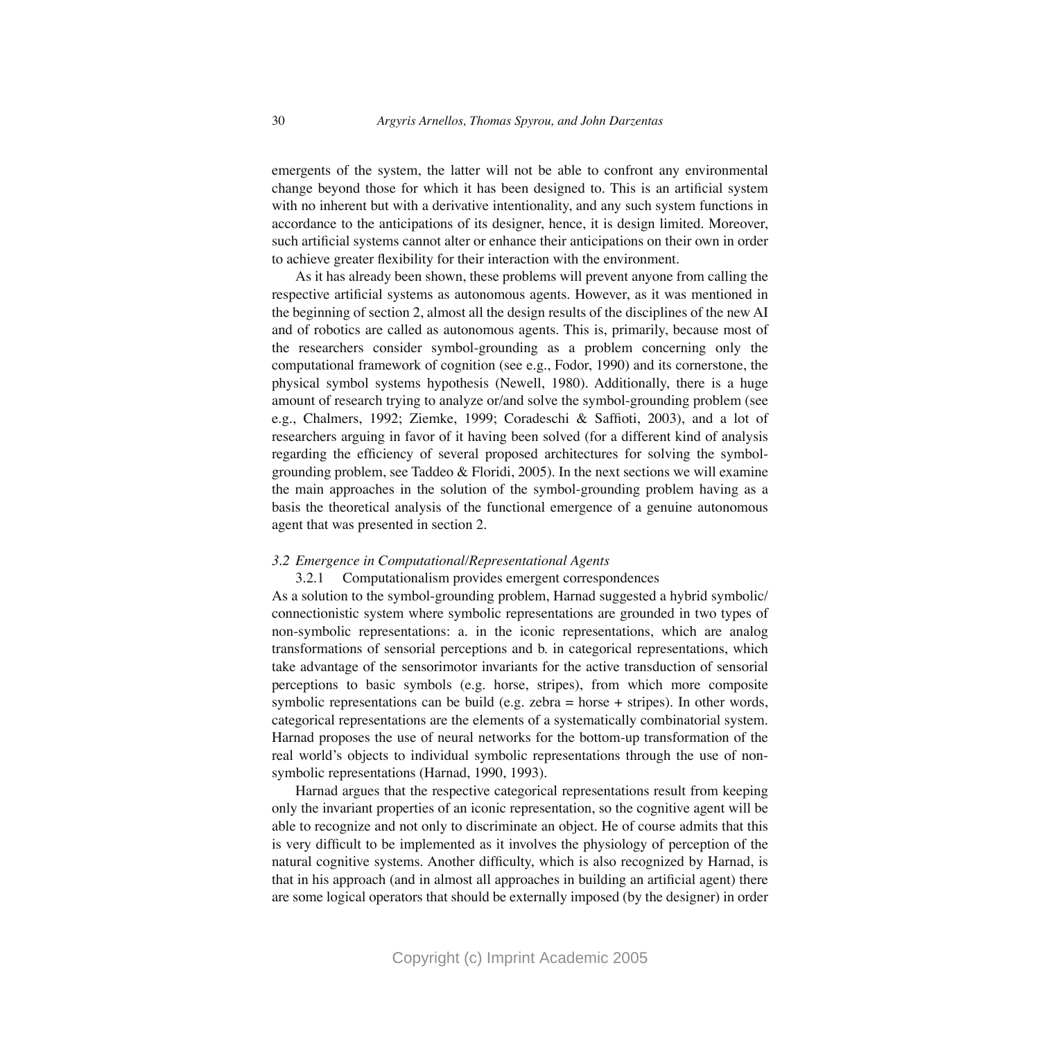emergents of the system, the latter will not be able to confront any environmental change beyond those for which it has been designed to. This is an artificial system with no inherent but with a derivative intentionality, and any such system functions in accordance to the anticipations of its designer, hence, it is design limited. Moreover, such artificial systems cannot alter or enhance their anticipations on their own in order to achieve greater flexibility for their interaction with the environment.

As it has already been shown, these problems will prevent anyone from calling the respective artificial systems as autonomous agents. However, as it was mentioned in the beginning of section 2, almost all the design results of the disciplines of the new AI and of robotics are called as autonomous agents. This is, primarily, because most of the researchers consider symbol-grounding as a problem concerning only the computational framework of cognition (see e.g., Fodor, 1990) and its cornerstone, the physical symbol systems hypothesis (Newell, 1980). Additionally, there is a huge amount of research trying to analyze or/and solve the symbol-grounding problem (see e.g., Chalmers, 1992; Ziemke, 1999; Coradeschi & Saffioti, 2003), and a lot of researchers arguing in favor of it having been solved (for a different kind of analysis regarding the efficiency of several proposed architectures for solving the symbol-grounding problem, see Taddeo & Floridi, 2005). In the next sections we will examine the main approaches in the solution of the symbol-grounding problem having as a basis the theoretical analysis of the functional emergence of a genuine autonomous agent that was presented in section 2.

### *3.2 Emergence in Computational/Representational Agents*

#### 3.2.1 Computationalism provides emergent correspondences

As a solution to the symbol-grounding problem, Harnad suggested a hybrid symbolic/connectionistic system where symbolic representations are grounded in two types of non-symbolic representations: a. in the iconic representations, which are analog transformations of sensorial perceptions and b. in categorical representations, which take advantage of the sensorimotor invariants for the active transduction of sensorial perceptions to basic symbols (e.g. horse, stripes), from which more composite symbolic representations can be build (e.g. zebra = horse + stripes). In other words, categorical representations are the elements of a systematically combinatorial system. Harnad proposes the use of neural networks for the bottom-up transformation of the real world's objects to individual symbolic representations through the use of non-symbolic representations (Harnad, 1990, 1993).

Harnad argues that the respective categorical representations result from keeping only the invariant properties of an iconic representation, so the cognitive agent will be able to recognize and not only to discriminate an object. He of course admits that this is very difficult to be implemented as it involves the physiology of perception of the natural cognitive systems. Another difficulty, which is also recognized by Harnad, is that in his approach (and in almost all approaches in building an artificial agent) there are some logical operators that should be externally imposed (by the designer) in order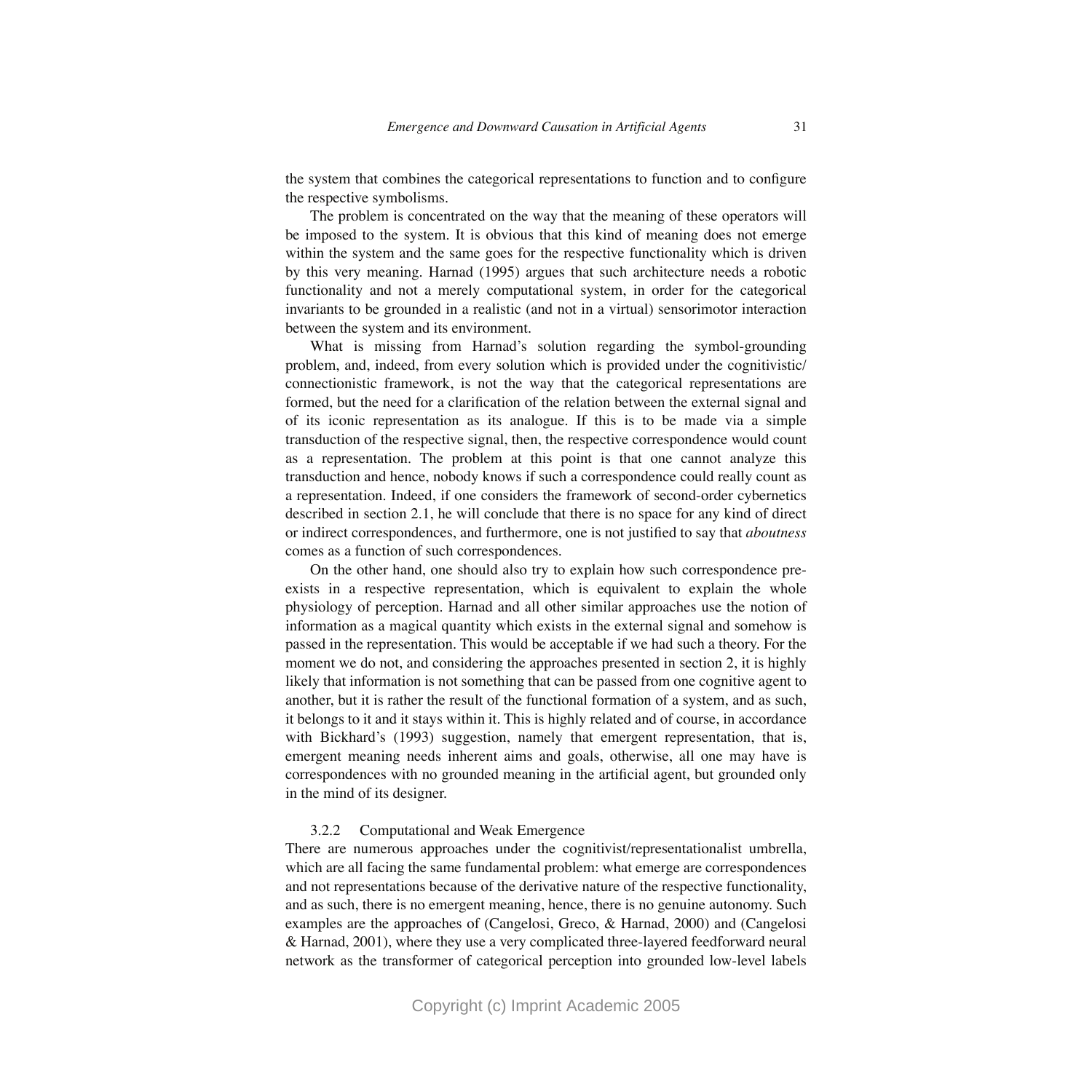the system that combines the categorical representations to function and to configure the respective symbolisms.

The problem is concentrated on the way that the meaning of these operators will be imposed to the system. It is obvious that this kind of meaning does not emerge within the system and the same goes for the respective functionality which is driven by this very meaning. Harnad (1995) argues that such architecture needs a robotic functionality and not a merely computational system, in order for the categorical invariants to be grounded in a realistic (and not in a virtual) sensorimotor interaction between the system and its environment.

What is missing from Harnad's solution regarding the symbol-grounding problem, and, indeed, from every solution which is provided under the cognitivistic/connectionistic framework, is not the way that the categorical representations are formed, but the need for a clarification of the relation between the external signal and of its iconic representation as its analogue. If this is to be made via a simple transduction of the respective signal, then, the respective correspondence would count as a representation. The problem at this point is that one cannot analyze this transduction and hence, nobody knows if such a correspondence could really count as a representation. Indeed, if one considers the framework of second-order cybernetics described in section 2.1, he will conclude that there is no space for any kind of direct or indirect correspondences, and furthermore, one is not justified to say that *aboutness* comes as a function of such correspondences.

On the other hand, one should also try to explain how such correspondence pre-exists in a respective representation, which is equivalent to explain the whole physiology of perception. Harnad and all other similar approaches use the notion of information as a magical quantity which exists in the external signal and somehow is passed in the representation. This would be acceptable if we had such a theory. For the moment we do not, and considering the approaches presented in section 2, it is highly likely that information is not something that can be passed from one cognitive agent to another, but it is rather the result of the functional formation of a system, and as such, it belongs to it and it stays within it. This is highly related and of course, in accordance with Bickhard's (1993) suggestion, namely that emergent representation, that is, emergent meaning needs inherent aims and goals, otherwise, all one may have is correspondences with no grounded meaning in the artificial agent, but grounded only in the mind of its designer.

#### 3.2.2 Computational and Weak Emergence

There are numerous approaches under the cognitivist/representationalist umbrella, which are all facing the same fundamental problem: what emerge are correspondences and not representations because of the derivative nature of the respective functionality, and as such, there is no emergent meaning, hence, there is no genuine autonomy. Such examples are the approaches of (Cangelosi, Greco, & Harnad, 2000) and (Cangelosi & Harnad, 2001), where they use a very complicated three-layered feedforward neural network as the transformer of categorical perception into grounded low-level labels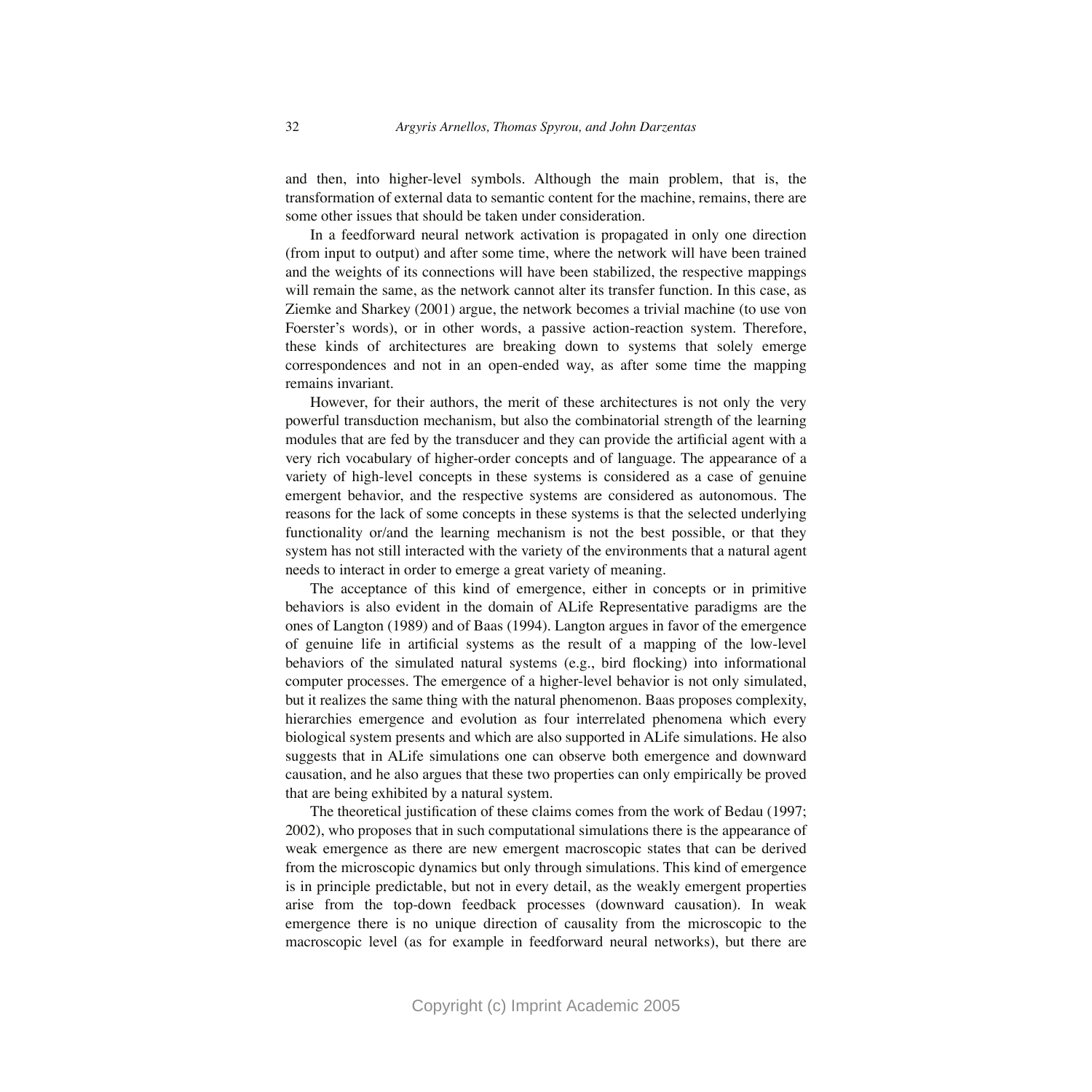and then, into higher-level symbols. Although the main problem, that is, the transformation of external data to semantic content for the machine, remains, there are some other issues that should be taken under consideration.

In a feedforward neural network activation is propagated in only one direction (from input to output) and after some time, where the network will have been trained and the weights of its connections will have been stabilized, the respective mappings will remain the same, as the network cannot alter its transfer function. In this case, as Ziemke and Sharkey (2001) argue, the network becomes a trivial machine (to use von Foerster's words), or in other words, a passive action-reaction system. Therefore, these kinds of architectures are breaking down to systems that solely emerge correspondences and not in an open-ended way, as after some time the mapping remains invariant.

However, for their authors, the merit of these architectures is not only the very powerful transduction mechanism, but also the combinatorial strength of the learning modules that are fed by the transducer and they can provide the artificial agent with a very rich vocabulary of higher-order concepts and of language. The appearance of a variety of high-level concepts in these systems is considered as a case of genuine emergent behavior, and the respective systems are considered as autonomous. The reasons for the lack of some concepts in these systems is that the selected underlying functionality or/and the learning mechanism is not the best possible, or that they system has not still interacted with the variety of the environments that a natural agent needs to interact in order to emerge a great variety of meaning.

The acceptance of this kind of emergence, either in concepts or in primitive behaviors is also evident in the domain of ALife Representative paradigms are the ones of Langton (1989) and of Baas (1994). Langton argues in favor of the emergence of genuine life in artificial systems as the result of a mapping of the low-level behaviors of the simulated natural systems (e.g., bird flocking) into informational computer processes. The emergence of a higher-level behavior is not only simulated, but it realizes the same thing with the natural phenomenon. Baas proposes complexity, hierarchies emergence and evolution as four interrelated phenomena which every biological system presents and which are also supported in ALife simulations. He also suggests that in ALife simulations one can observe both emergence and downward causation, and he also argues that these two properties can only empirically be proved that are being exhibited by a natural system.

The theoretical justification of these claims comes from the work of Bedau (1997; 2002), who proposes that in such computational simulations there is the appearance of weak emergence as there are new emergent macroscopic states that can be derived from the microscopic dynamics but only through simulations. This kind of emergence is in principle predictable, but not in every detail, as the weakly emergent properties arise from the top-down feedback processes (downward causation). In weak emergence there is no unique direction of causality from the microscopic to the macroscopic level (as for example in feedforward neural networks), but there are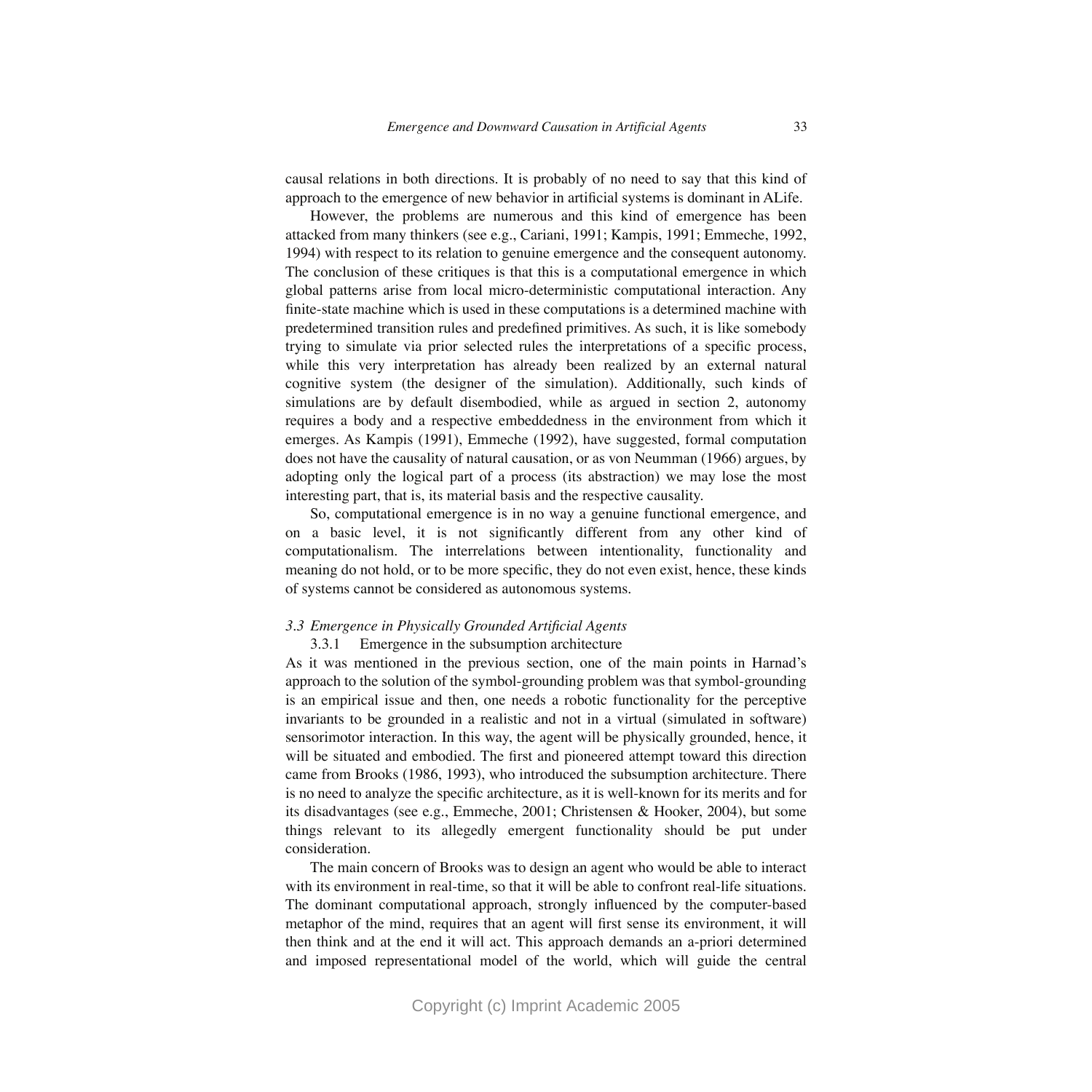causal relations in both directions. It is probably of no need to say that this kind of approach to the emergence of new behavior in artificial systems is dominant in ALife.

However, the problems are numerous and this kind of emergence has been attacked from many thinkers (see e.g., Cariani, 1991; Kampis, 1991; Emmeche, 1992, 1994) with respect to its relation to genuine emergence and the consequent autonomy. The conclusion of these critiques is that this is a computational emergence in which global patterns arise from local micro-deterministic computational interaction. Any finite-state machine which is used in these computations is a determined machine with predetermined transition rules and predefined primitives. As such, it is like somebody trying to simulate via prior selected rules the interpretations of a specific process, while this very interpretation has already been realized by an external natural cognitive system (the designer of the simulation). Additionally, such kinds of simulations are by default disembodied, while as argued in section 2, autonomy requires a body and a respective embeddedness in the environment from which it emerges. As Kampis (1991), Emmeche (1992), have suggested, formal computation does not have the causality of natural causation, or as von Neumman (1966) argues, by adopting only the logical part of a process (its abstraction) we may lose the most interesting part, that is, its material basis and the respective causality.

So, computational emergence is in no way a genuine functional emergence, and on a basic level, it is not significantly different from any other kind of computationalism. The interrelations between intentionality, functionality and meaning do not hold, or to be more specific, they do not even exist, hence, these kinds of systems cannot be considered as autonomous systems.

### *3.3 Emergence in Physically Grounded Artificial Agents*

#### 3.3.1 Emergence in the subsumption architecture

As it was mentioned in the previous section, one of the main points in Harnad's approach to the solution of the symbol-grounding problem was that symbol-grounding is an empirical issue and then, one needs a robotic functionality for the perceptive invariants to be grounded in a realistic and not in a virtual (simulated in software) sensorimotor interaction. In this way, the agent will be physically grounded, hence, it will be situated and embodied. The first and pioneered attempt toward this direction came from Brooks (1986, 1993), who introduced the subsumption architecture. There is no need to analyze the specific architecture, as it is well-known for its merits and for its disadvantages (see e.g., Emmeche, 2001; Christensen & Hooker, 2004), but some things relevant to its allegedly emergent functionality should be put under consideration.

The main concern of Brooks was to design an agent who would be able to interact with its environment in real-time, so that it will be able to confront real-life situations. The dominant computational approach, strongly influenced by the computer-based metaphor of the mind, requires that an agent will first sense its environment, it will then think and at the end it will act. This approach demands an a-priori determined and imposed representational model of the world, which will guide the central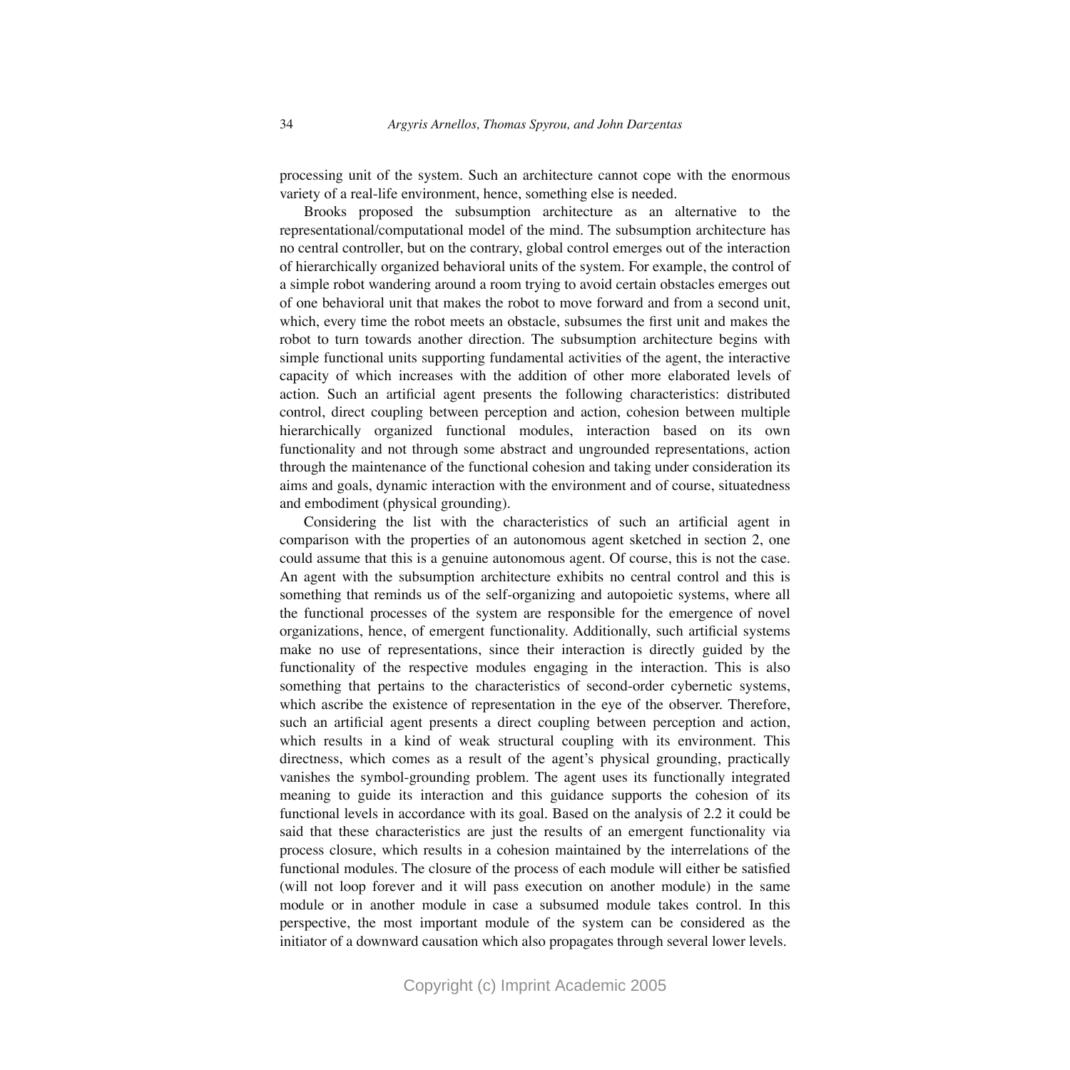processing unit of the system. Such an architecture cannot cope with the enormous variety of a real-life environment, hence, something else is needed.

Brooks proposed the subsumption architecture as an alternative to the representational/computational model of the mind. The subsumption architecture has no central controller, but on the contrary, global control emerges out of the interaction of hierarchically organized behavioral units of the system. For example, the control of a simple robot wandering around a room trying to avoid certain obstacles emerges out of one behavioral unit that makes the robot to move forward and from a second unit, which, every time the robot meets an obstacle, subsumes the first unit and makes the robot to turn towards another direction. The subsumption architecture begins with simple functional units supporting fundamental activities of the agent, the interactive capacity of which increases with the addition of other more elaborated levels of action. Such an artificial agent presents the following characteristics: distributed control, direct coupling between perception and action, cohesion between multiple hierarchically organized functional modules, interaction based on its own functionality and not through some abstract and ungrounded representations, action through the maintenance of the functional cohesion and taking under consideration its aims and goals, dynamic interaction with the environment and of course, situatedness and embodiment (physical grounding).

Considering the list with the characteristics of such an artificial agent in comparison with the properties of an autonomous agent sketched in section 2, one could assume that this is a genuine autonomous agent. Of course, this is not the case. An agent with the subsumption architecture exhibits no central control and this is something that reminds us of the self-organizing and autopoietic systems, where all the functional processes of the system are responsible for the emergence of novel organizations, hence, of emergent functionality. Additionally, such artificial systems make no use of representations, since their interaction is directly guided by the functionality of the respective modules engaging in the interaction. This is also something that pertains to the characteristics of second-order cybernetic systems, which ascribe the existence of representation in the eye of the observer. Therefore, such an artificial agent presents a direct coupling between perception and action, which results in a kind of weak structural coupling with its environment. This directness, which comes as a result of the agent's physical grounding, practically vanishes the symbol-grounding problem. The agent uses its functionally integrated meaning to guide its interaction and this guidance supports the cohesion of its functional levels in accordance with its goal. Based on the analysis of 2.2 it could be said that these characteristics are just the results of an emergent functionality via process closure, which results in a cohesion maintained by the interrelations of the functional modules. The closure of the process of each module will either be satisfied (will not loop forever and it will pass execution on another module) in the same module or in another module in case a subsumed module takes control. In this perspective, the most important module of the system can be considered as the initiator of a downward causation which also propagates through several lower levels.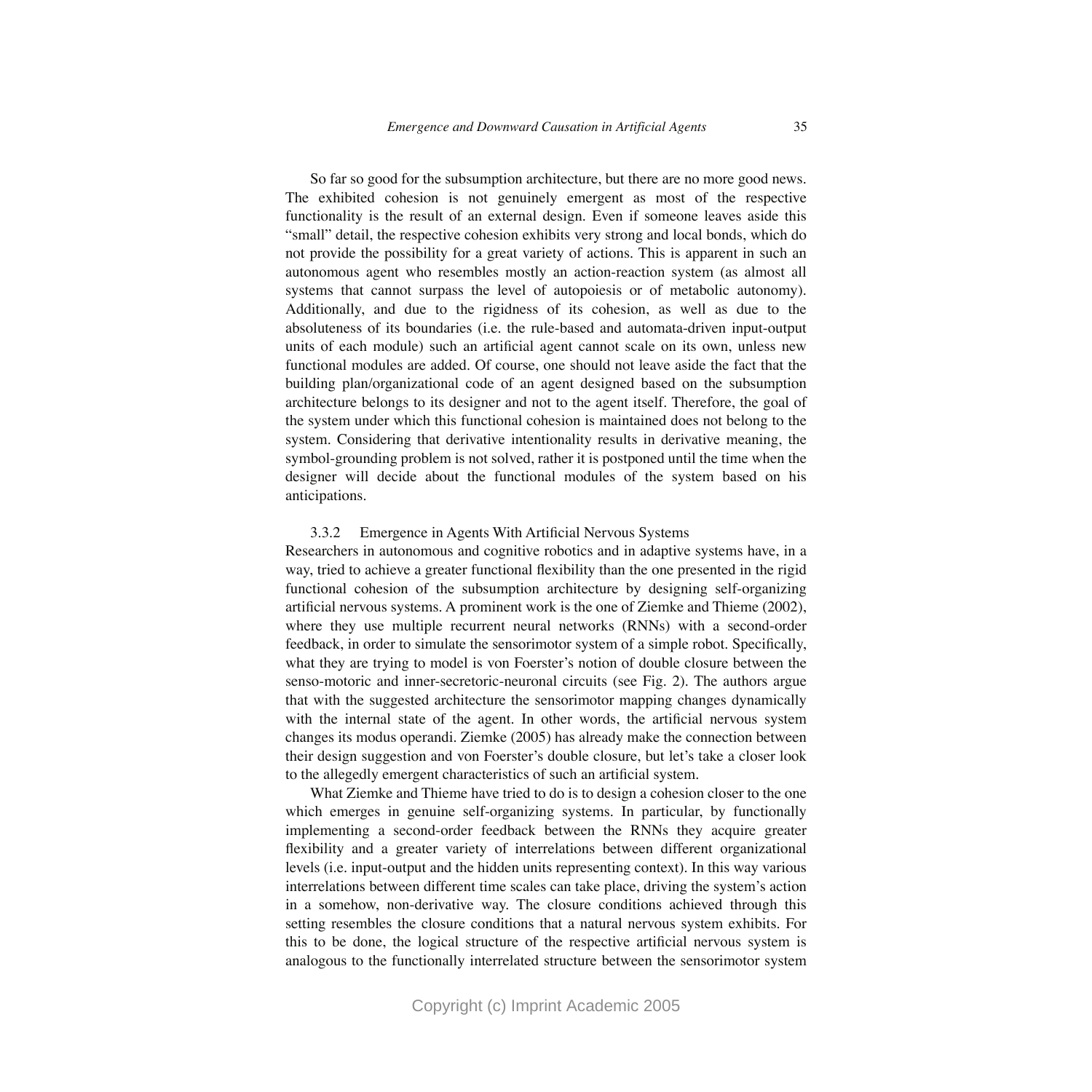So far so good for the subsumption architecture, but there are no more good news. The exhibited cohesion is not genuinely emergent as most of the respective functionality is the result of an external design. Even if someone leaves aside this "small" detail, the respective cohesion exhibits very strong and local bonds, which do not provide the possibility for a great variety of actions. This is apparent in such an autonomous agent who resembles mostly an action-reaction system (as almost all systems that cannot surpass the level of autopoiesis or of metabolic autonomy). Additionally, and due to the rigidness of its cohesion, as well as due to the absoluteness of its boundaries (i.e. the rule-based and automata-driven input-output units of each module) such an artificial agent cannot scale on its own, unless new functional modules are added. Of course, one should not leave aside the fact that the building plan/organizational code of an agent designed based on the subsumption architecture belongs to its designer and not to the agent itself. Therefore, the goal of the system under which this functional cohesion is maintained does not belong to the system. Considering that derivative intentionality results in derivative meaning, the symbol-grounding problem is not solved, rather it is postponed until the time when the designer will decide about the functional modules of the system based on his anticipations.

### 3.3.2 Emergence in Agents With Artificial Nervous Systems

Researchers in autonomous and cognitive robotics and in adaptive systems have, in a way, tried to achieve a greater functional flexibility than the one presented in the rigid functional cohesion of the subsumption architecture by designing self-organizing artificial nervous systems. A prominent work is the one of Ziemke and Thieme (2002), where they use multiple recurrent neural networks (RNNs) with a second-order feedback, in order to simulate the sensorimotor system of a simple robot. Specifically, what they are trying to model is von Foerster's notion of double closure between the senso-motoric and inner-secretoric-neuronal circuits (see Fig. 2). The authors argue that with the suggested architecture the sensorimotor mapping changes dynamically with the internal state of the agent. In other words, the artificial nervous system changes its modus operandi. Ziemke (2005) has already make the connection between their design suggestion and von Foerster's double closure, but let's take a closer look to the allegedly emergent characteristics of such an artificial system.

What Ziemke and Thieme have tried to do is to design a cohesion closer to the one which emerges in genuine self-organizing systems. In particular, by functionally implementing a second-order feedback between the RNNs they acquire greater flexibility and a greater variety of interrelations between different organizational levels (i.e. input-output and the hidden units representing context). In this way various interrelations between different time scales can take place, driving the system's action in a somehow, non-derivative way. The closure conditions achieved through this setting resembles the closure conditions that a natural nervous system exhibits. For this to be done, the logical structure of the respective artificial nervous system is analogous to the functionally interrelated structure between the sensorimotor system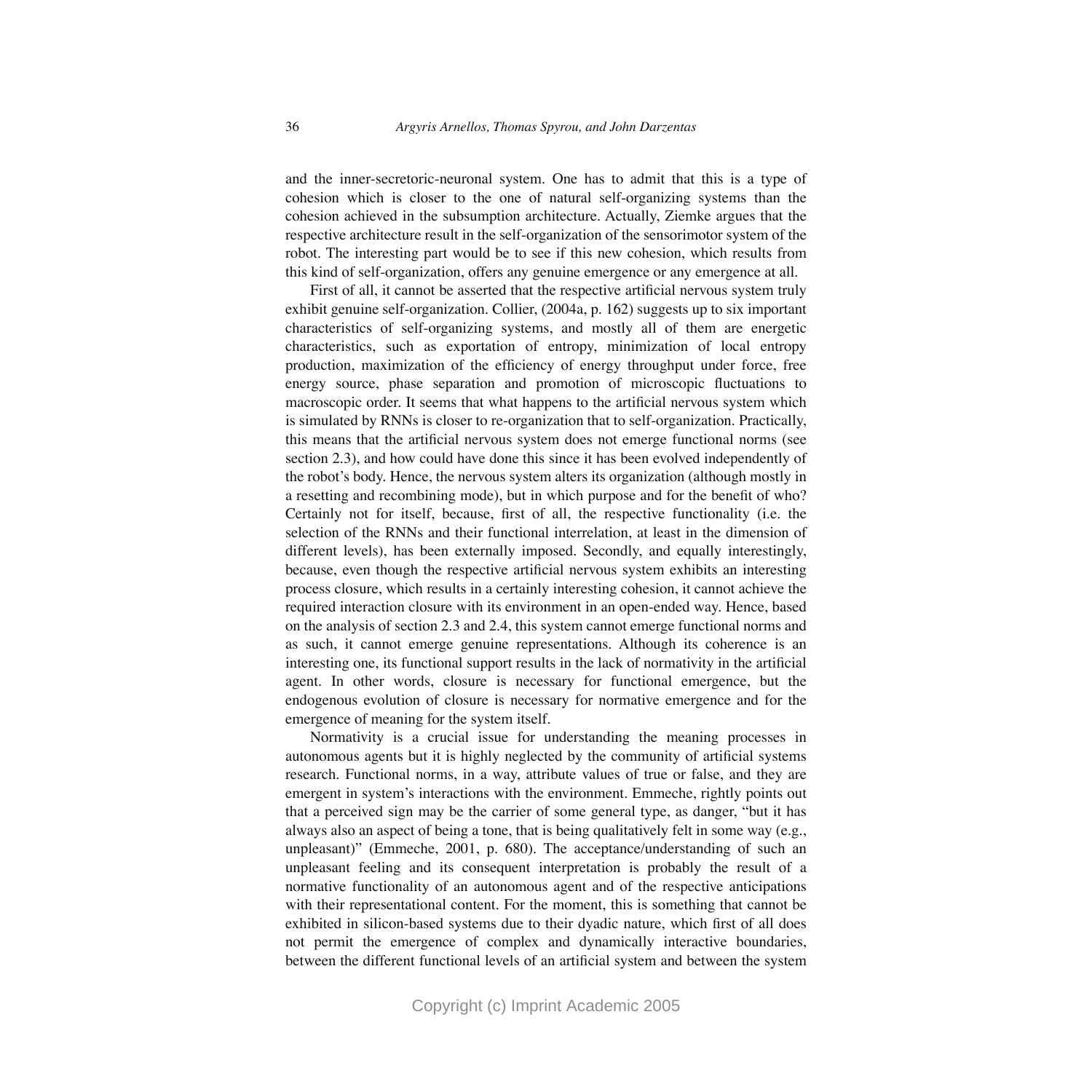and the inner-secretoric-neuronal system. One has to admit that this is a type of cohesion which is closer to the one of natural self-organizing systems than the cohesion achieved in the subsumption architecture. Actually, Ziemke argues that the respective architecture result in the self-organization of the sensorimotor system of the robot. The interesting part would be to see if this new cohesion, which results from this kind of self-organization, offers any genuine emergence or any emergence at all.

First of all, it cannot be asserted that the respective artificial nervous system truly exhibit genuine self-organization. Collier, (2004a, p. 162) suggests up to six important characteristics of self-organizing systems, and mostly all of them are energetic characteristics, such as exportation of entropy, minimization of local entropy production, maximization of the efficiency of energy throughput under force, free energy source, phase separation and promotion of microscopic fluctuations to macroscopic order. It seems that what happens to the artificial nervous system which is simulated by RNNs is closer to re-organization that to self-organization. Practically, this means that the artificial nervous system does not emerge functional norms (see section 2.3), and how could have done this since it has been evolved independently of the robot's body. Hence, the nervous system alters its organization (although mostly in a resetting and recombining mode), but in which purpose and for the benefit of who? Certainly not for itself, because, first of all, the respective functionality (i.e. the selection of the RNNs and their functional interrelation, at least in the dimension of different levels), has been externally imposed. Secondly, and equally interestingly, because, even though the respective artificial nervous system exhibits an interesting process closure, which results in a certainly interesting cohesion, it cannot achieve the required interaction closure with its environment in an open-ended way. Hence, based on the analysis of section 2.3 and 2.4, this system cannot emerge functional norms and as such, it cannot emerge genuine representations. Although its coherence is an interesting one, its functional support results in the lack of normativity in the artificial agent. In other words, closure is necessary for functional emergence, but the endogenous evolution of closure is necessary for normative emergence and for the emergence of meaning for the system itself.

Normativity is a crucial issue for understanding the meaning processes in autonomous agents but it is highly neglected by the community of artificial systems research. Functional norms, in a way, attribute values of true or false, and they are emergent in system's interactions with the environment. Emmeche, rightly points out that a perceived sign may be the carrier of some general type, as danger, "but it has always also an aspect of being a tone, that is being qualitatively felt in some way (e.g., unpleasant)" (Emmeche, 2001, p. 680). The acceptance/understanding of such an unpleasant feeling and its consequent interpretation is probably the result of a normative functionality of an autonomous agent and of the respective anticipations with their representational content. For the moment, this is something that cannot be exhibited in silicon-based systems due to their dyadic nature, which first of all does not permit the emergence of complex and dynamically interactive boundaries, between the different functional levels of an artificial system and between the system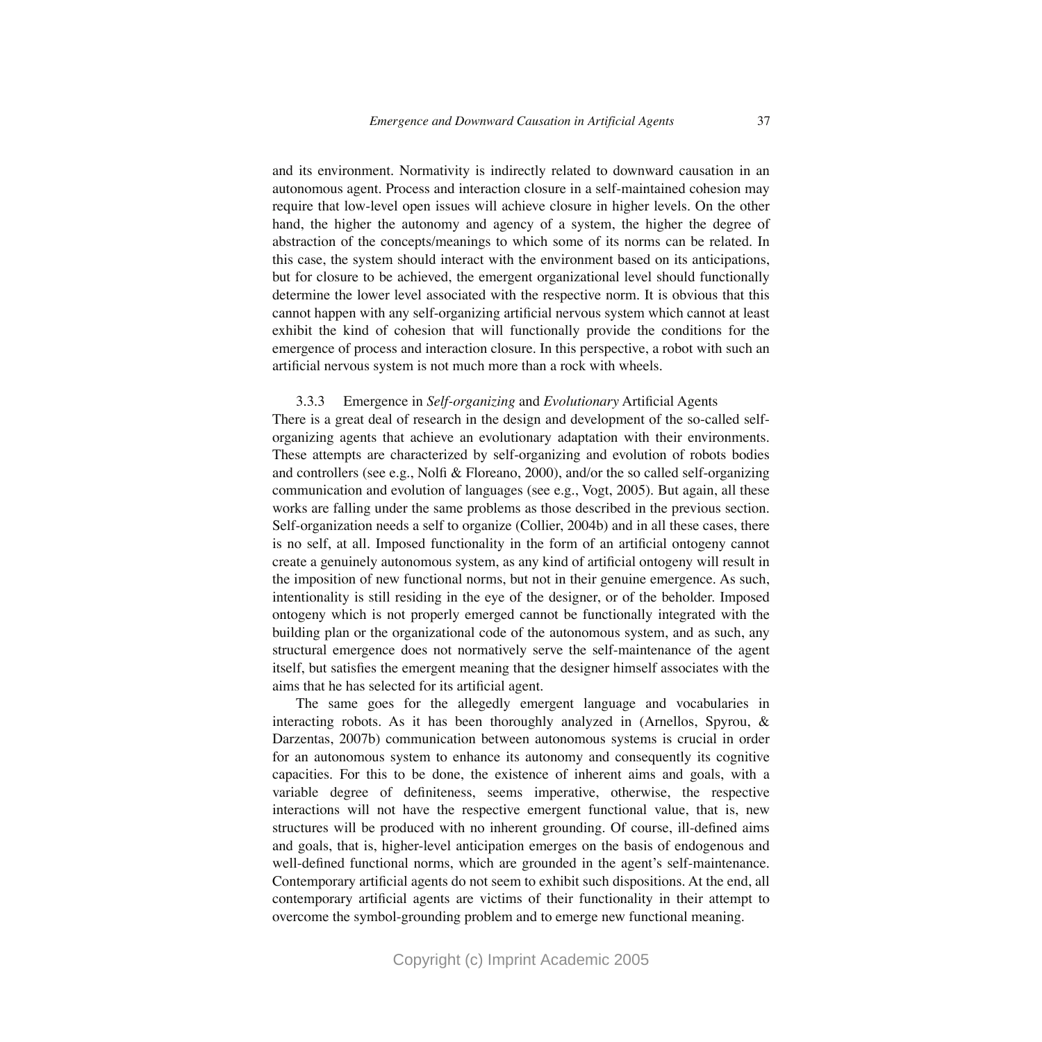and its environment. Normativity is indirectly related to downward causation in an autonomous agent. Process and interaction closure in a self-maintained cohesion may require that low-level open issues will achieve closure in higher levels. On the other hand, the higher the autonomy and agency of a system, the higher the degree of abstraction of the concepts/meanings to which some of its norms can be related. In this case, the system should interact with the environment based on its anticipations, but for closure to be achieved, the emergent organizational level should functionally determine the lower level associated with the respective norm. It is obvious that this cannot happen with any self-organizing artificial nervous system which cannot at least exhibit the kind of cohesion that will functionally provide the conditions for the emergence of process and interaction closure. In this perspective, a robot with such an artificial nervous system is not much more than a rock with wheels.

### 3.3.3 Emergence in *Self-organizing* and *Evolutionary* Artificial Agents

There is a great deal of research in the design and development of the so-called self-organizing agents that achieve an evolutionary adaptation with their environments. These attempts are characterized by self-organizing and evolution of robots bodies and controllers (see e.g., Nolfi & Floreano, 2000), and/or the so called self-organizing communication and evolution of languages (see e.g., Vogt, 2005). But again, all these works are falling under the same problems as those described in the previous section. Self-organization needs a self to organize (Collier, 2004b) and in all these cases, there is no self, at all. Imposed functionality in the form of an artificial ontogeny cannot create a genuinely autonomous system, as any kind of artificial ontogeny will result in the imposition of new functional norms, but not in their genuine emergence. As such, intentionality is still residing in the eye of the designer, or of the beholder. Imposed ontogeny which is not properly emerged cannot be functionally integrated with the building plan or the organizational code of the autonomous system, and as such, any structural emergence does not normatively serve the self-maintenance of the agent itself, but satisfies the emergent meaning that the designer himself associates with the aims that he has selected for its artificial agent.

The same goes for the allegedly emergent language and vocabularies in interacting robots. As it has been thoroughly analyzed in (Arnellos, Spyrou, & Darzentas, 2007b) communication between autonomous systems is crucial in order for an autonomous system to enhance its autonomy and consequently its cognitive capacities. For this to be done, the existence of inherent aims and goals, with a variable degree of definiteness, seems imperative, otherwise, the respective interactions will not have the respective emergent functional value, that is, new structures will be produced with no inherent grounding. Of course, ill-defined aims and goals, that is, higher-level anticipation emerges on the basis of endogenous and well-defined functional norms, which are grounded in the agent's self-maintenance. Contemporary artificial agents do not seem to exhibit such dispositions. At the end, all contemporary artificial agents are victims of their functionality in their attempt to overcome the symbol-grounding problem and to emerge new functional meaning.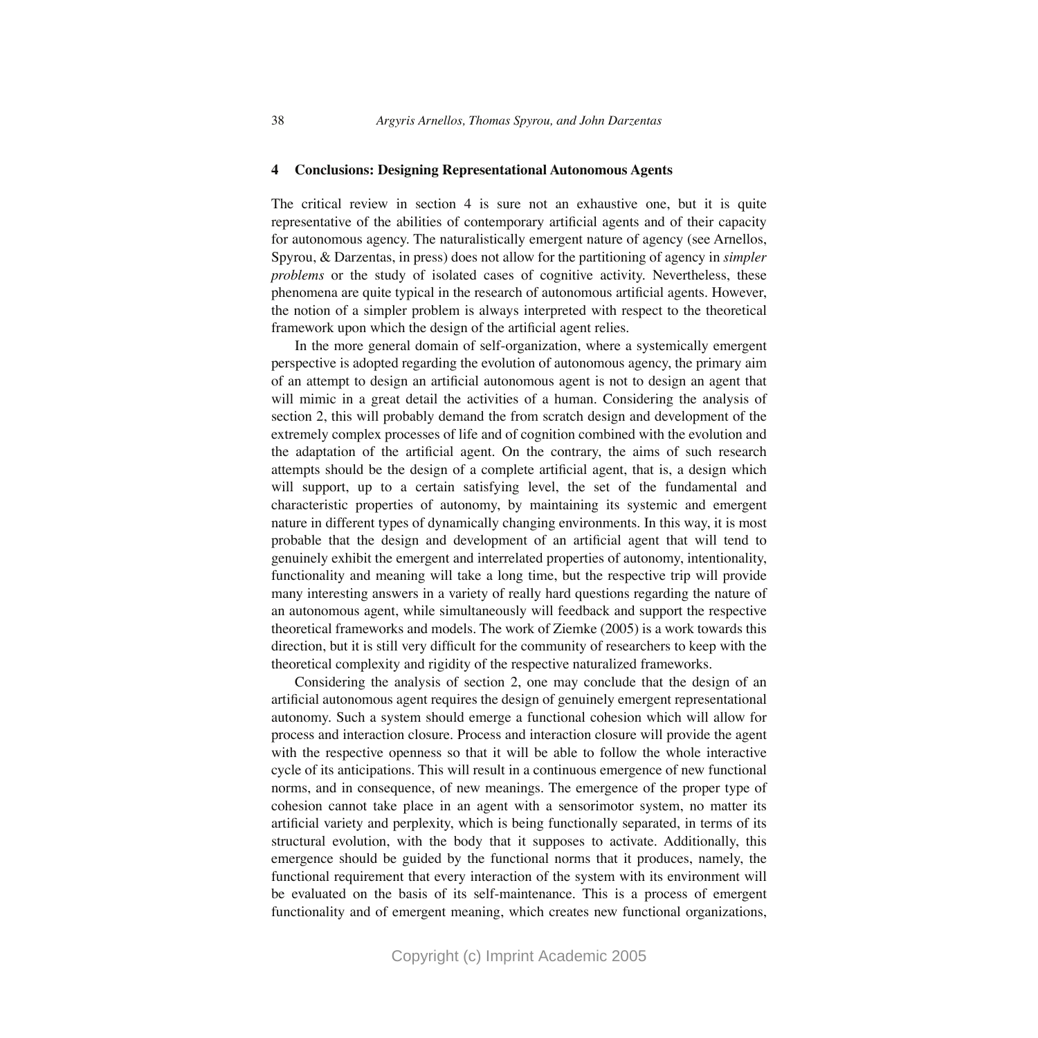## 4 Conclusions: Designing Representational Autonomous Agents

The critical review in section 4 is sure not an exhaustive one, but it is quite representative of the abilities of contemporary artificial agents and of their capacity for autonomous agency. The naturalistically emergent nature of agency (see Arnellos, Spyrou, & Darzentas, in press) does not allow for the partitioning of agency in *simpler problems* or the study of isolated cases of cognitive activity. Nevertheless, these phenomena are quite typical in the research of autonomous artificial agents. However, the notion of a simpler problem is always interpreted with respect to the theoretical framework upon which the design of the artificial agent relies.

In the more general domain of self-organization, where a systemically emergent perspective is adopted regarding the evolution of autonomous agency, the primary aim of an attempt to design an artificial autonomous agent is not to design an agent that will mimic in a great detail the activities of a human. Considering the analysis of section 2, this will probably demand the from scratch design and development of the extremely complex processes of life and of cognition combined with the evolution and the adaptation of the artificial agent. On the contrary, the aims of such research attempts should be the design of a complete artificial agent, that is, a design which will support, up to a certain satisfying level, the set of the fundamental and characteristic properties of autonomy, by maintaining its systemic and emergent nature in different types of dynamically changing environments. In this way, it is most probable that the design and development of an artificial agent that will tend to genuinely exhibit the emergent and interrelated properties of autonomy, intentionality, functionality and meaning will take a long time, but the respective trip will provide many interesting answers in a variety of really hard questions regarding the nature of an autonomous agent, while simultaneously will feedback and support the respective theoretical frameworks and models. The work of Ziemke (2005) is a work towards this direction, but it is still very difficult for the community of researchers to keep with the theoretical complexity and rigidity of the respective naturalized frameworks.

Considering the analysis of section 2, one may conclude that the design of an artificial autonomous agent requires the design of genuinely emergent representational autonomy. Such a system should emerge a functional cohesion which will allow for process and interaction closure. Process and interaction closure will provide the agent with the respective openness so that it will be able to follow the whole interactive cycle of its anticipations. This will result in a continuous emergence of new functional norms, and in consequence, of new meanings. The emergence of the proper type of cohesion cannot take place in an agent with a sensorimotor system, no matter its artificial variety and perplexity, which is being functionally separated, in terms of its structural evolution, with the body that it supposes to activate. Additionally, this emergence should be guided by the functional norms that it produces, namely, the functional requirement that every interaction of the system with its environment will be evaluated on the basis of its self-maintenance. This is a process of emergent functionality and of emergent meaning, which creates new functional organizations,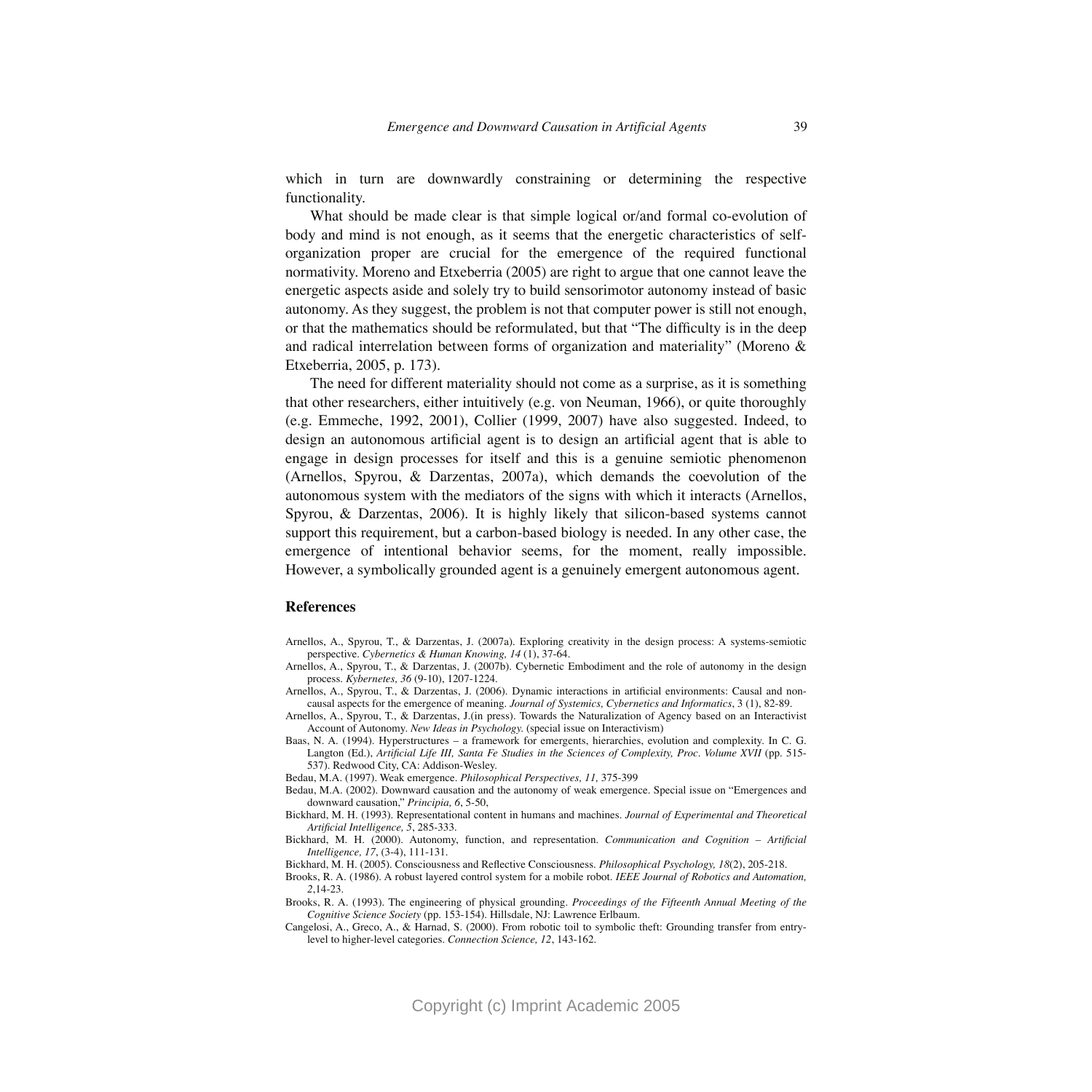which in turn are downwardly constraining or determining the respective functionality.

What should be made clear is that simple logical or/and formal co-evolution of body and mind is not enough, as it seems that the energetic characteristics of self-organization proper are crucial for the emergence of the required functional normativity. Moreno and Etxeberria (2005) are right to argue that one cannot leave the energetic aspects aside and solely try to build sensorimotor autonomy instead of basic autonomy. As they suggest, the problem is not that computer power is still not enough, or that the mathematics should be reformulated, but that "The difficulty is in the deep and radical interrelation between forms of organization and materiality" (Moreno & Etxeberria, 2005, p. 173).

The need for different materiality should not come as a surprise, as it is something that other researchers, either intuitively (e.g. von Neuman, 1966), or quite thoroughly (e.g. Emmeche, 1992, 2001), Collier (1999, 2007) have also suggested. Indeed, to design an autonomous artificial agent is to design an artificial agent that is able to engage in design processes for itself and this is a genuine semiotic phenomenon (Arnellos, Spyrou, & Darzentas, 2007a), which demands the coevolution of the autonomous system with the mediators of the signs with which it interacts (Arnellos, Spyrou, & Darzentas, 2006). It is highly likely that silicon-based systems cannot support this requirement, but a carbon-based biology is needed. In any other case, the emergence of intentional behavior seems, for the moment, really impossible. However, a symbolically grounded agent is a genuinely emergent autonomous agent.

## References

Arnellos, A., Spyrou, T., & Darzentas, J. (2007a). Exploring creativity in the design process: A systems-semiotic perspective. *Cybernetics & Human Knowing, 14* (1), 37-64.

Arnellos, A., Spyrou, T., & Darzentas, J. (2007b). Cybernetic Embodiment and the role of autonomy in the design process. *Kybernetes, 36* (9-10), 1207-1224.

Arnellos, A., Spyrou, T., & Darzentas, J. (2006). Dynamic interactions in artificial environments: Causal and non-causal aspects for the emergence of meaning. *Journal of Systemics, Cybernetics and Informatics*, 3 (1), 82-89.

Arnellos, A., Spyrou, T., & Darzentas, J.(in press). Towards the Naturalization of Agency based on an Interactivist Account of Autonomy. *New Ideas in Psychology.* (special issue on Interactivism)

Baas, N. A. (1994). Hyperstructures – a framework for emergents, hierarchies, evolution and complexity. In C. G. Langton (Ed.), *Artificial Life III, Santa Fe Studies in the Sciences of Complexity, Proc. Volume XVII* (pp. 515-537). Redwood City, CA: Addison-Wesley.

Bedau, M.A. (1997). Weak emergence. *Philosophical Perspectives, 11,* 375-399

Bedau, M.A. (2002). Downward causation and the autonomy of weak emergence. Special issue on "Emergences and downward causation," *Principia, 6*, 5-50,

Bickhard, M. H. (1993). Representational content in humans and machines. *Journal of Experimental and Theoretical Artificial Intelligence, 5*, 285-333.

Bickhard, M. H. (2000). Autonomy, function, and representation. *Communication and Cognition – Artificial Intelligence, 17*, (3-4), 111-131.

Bickhard, M. H. (2005). Consciousness and Reflective Consciousness. *Philosophical Psychology, 18*(2), 205-218.

Brooks, R. A. (1986). A robust layered control system for a mobile robot. *IEEE Journal of Robotics and Automation, 2*,14-23.

Brooks, R. A. (1993). The engineering of physical grounding. *Proceedings of the Fifteenth Annual Meeting of the Cognitive Science Society* (pp. 153-154). Hillsdale, NJ: Lawrence Erlbaum.

Cangelosi, A., Greco, A., & Harnad, S. (2000). From robotic toil to symbolic theft: Grounding transfer from entry-level to higher-level categories. *Connection Science, 12*, 143-162.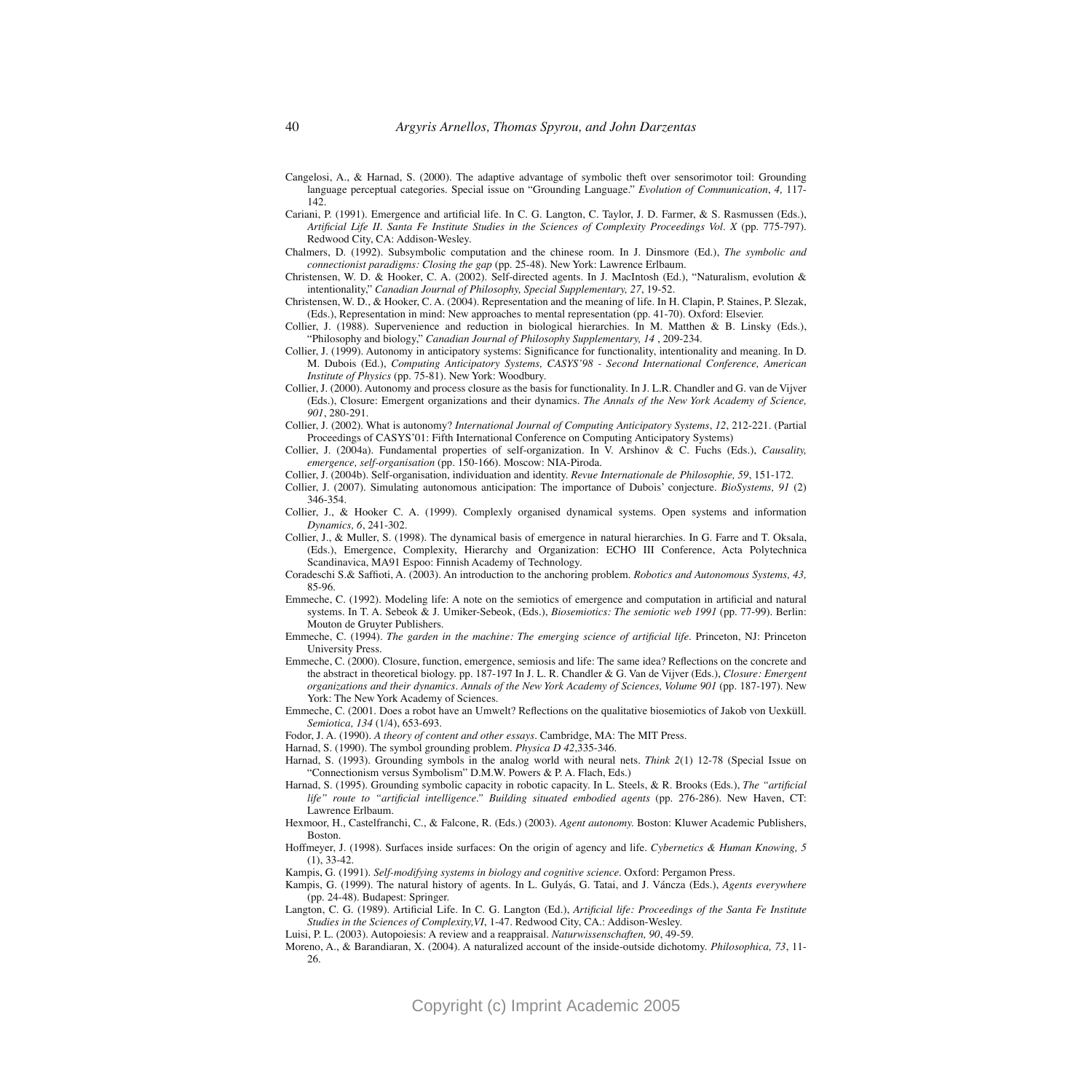Cangelosi, A., & Harnad, S. (2000). The adaptive advantage of symbolic theft over sensorimotor toil: Grounding language perceptual categories. Special issue on "Grounding Language." *Evolution of Communication*, *4,* 117-142.

Cariani, P. (1991). Emergence and artificial life. In C. G. Langton, C. Taylor, J. D. Farmer, & S. Rasmussen (Eds.), *Artificial Life II. Santa Fe Institute Studies in the Sciences of Complexity Proceedings Vol. X* (pp. 775-797). Redwood City, CA: Addison-Wesley.

Chalmers, D. (1992). Subsymbolic computation and the chinese room. In J. Dinsmore (Ed.), *The symbolic and connectionist paradigms: Closing the gap* (pp. 25-48). New York: Lawrence Erlbaum.

Christensen, W. D. & Hooker, C. A. (2002). Self-directed agents. In J. MacIntosh (Ed.), "Naturalism, evolution & intentionality," *Canadian Journal of Philosophy, Special Supplementary, 27*, 19-52.

Christensen, W. D., & Hooker, C. A. (2004). Representation and the meaning of life. In H. Clapin, P. Staines, P. Slezak, (Eds.), Representation in mind: New approaches to mental representation (pp. 41-70). Oxford: Elsevier.

Collier, J. (1988). Supervenience and reduction in biological hierarchies. In M. Matthen & B. Linsky (Eds.), "Philosophy and biology," *Canadian Journal of Philosophy Supplementary, 14* , 209-234.

Collier, J. (1999). Autonomy in anticipatory systems: Significance for functionality, intentionality and meaning. In D. M. Dubois (Ed.), *Computing Anticipatory Systems, CASYS'98 - Second International Conference, American Institute of Physics* (pp. 75-81). New York: Woodbury.

Collier, J. (2000). Autonomy and process closure as the basis for functionality. In J. L.R. Chandler and G. van de Vijver (Eds.), Closure: Emergent organizations and their dynamics. *The Annals of the New York Academy of Science, 901*, 280-291.

Collier, J. (2002). What is autonomy? *International Journal of Computing Anticipatory Systems*, *12*, 212-221. (Partial Proceedings of CASYS'01: Fifth International Conference on Computing Anticipatory Systems)

Collier, J. (2004a). Fundamental properties of self-organization. In V. Arshinov & C. Fuchs (Eds.), *Causality, emergence, self-organisation* (pp. 150-166). Moscow: NIA-Piroda.

Collier, J. (2004b). Self-organisation, individuation and identity. *Revue Internationale de Philosophie, 59*, 151-172.

Collier, J. (2007). Simulating autonomous anticipation: The importance of Dubois' conjecture. *BioSystems, 91* (2) 346-354.

Collier, J., & Hooker C. A. (1999). Complexly organised dynamical systems. Open systems and information *Dynamics, 6*, 241-302.

Collier, J., & Muller, S. (1998). The dynamical basis of emergence in natural hierarchies. In G. Farre and T. Oksala, (Eds.), Emergence, Complexity, Hierarchy and Organization: ECHO III Conference, Acta Polytechnica Scandinavica, MA91 Espoo: Finnish Academy of Technology.

Coradeschi S.& Saffioti, A. (2003). An introduction to the anchoring problem. *Robotics and Autonomous Systems, 43,* 85-96.

Emmeche, C. (1992). Modeling life: A note on the semiotics of emergence and computation in artificial and natural systems. In T. A. Sebeok & J. Umiker-Sebeok, (Eds.), *Biosemiotics: The semiotic web 1991* (pp. 77-99). Berlin: Mouton de Gruyter Publishers.

Emmeche, C. (1994). *The garden in the machine: The emerging science of artificial life*. Princeton, NJ: Princeton University Press.

Emmeche, C. (2000). Closure, function, emergence, semiosis and life: The same idea? Reflections on the concrete and the abstract in theoretical biology. pp. 187-197 In J. L. R. Chandler & G. Van de Vijver (Eds.), *Closure: Emergent organizations and their dynamics*. *Annals of the New York Academy of Sciences, Volume 901* (pp. 187-197). New York: The New York Academy of Sciences.

Emmeche, C. (2001. Does a robot have an Umwelt? Reflections on the qualitative biosemiotics of Jakob von Uexküll. *Semiotica, 134* (1/4), 653-693.

Fodor, J. A. (1990). *A theory of content and other essays*. Cambridge, MA: The MIT Press.

Harnad, S. (1990). The symbol grounding problem. *Physica D 42*,335-346.

Harnad, S. (1993). Grounding symbols in the analog world with neural nets. *Think 2*(1) 12-78 (Special Issue on "Connectionism versus Symbolism" D.M.W. Powers & P. A. Flach, Eds.)

Harnad, S. (1995). Grounding symbolic capacity in robotic capacity. In L. Steels, & R. Brooks (Eds.), *The "artificial life" route to "artificial intelligence." Building situated embodied agents* (pp. 276-286). New Haven, CT: Lawrence Erlbaum.

Hexmoor, H., Castelfranchi, C., & Falcone, R. (Eds.) (2003). *Agent autonomy.* Boston: Kluwer Academic Publishers, Boston.

Hoffmeyer, J. (1998). Surfaces inside surfaces: On the origin of agency and life. *Cybernetics & Human Knowing, 5* (1), 33-42.

Kampis, G. (1991). *Self-modifying systems in biology and cognitive science*. Oxford: Pergamon Press.

Kampis, G. (1999). The natural history of agents. In L. Gulyás, G. Tatai, and J. Váncza (Eds.), *Agents everywhere* (pp. 24-48). Budapest: Springer.

Langton, C. G. (1989). Artificial Life. In C. G. Langton (Ed.), *Artificial life: Proceedings of the Santa Fe Institute Studies in the Sciences of Complexity,VI*, 1-47. Redwood City, CA.: Addison-Wesley.

Luisi, P. L. (2003). Autopoiesis: A review and a reappraisal. *Naturwissenschaften, 90*, 49-59.

Moreno, A., & Barandiaran, X. (2004). A naturalized account of the inside-outside dichotomy. *Philosophica, 73*, 11-26.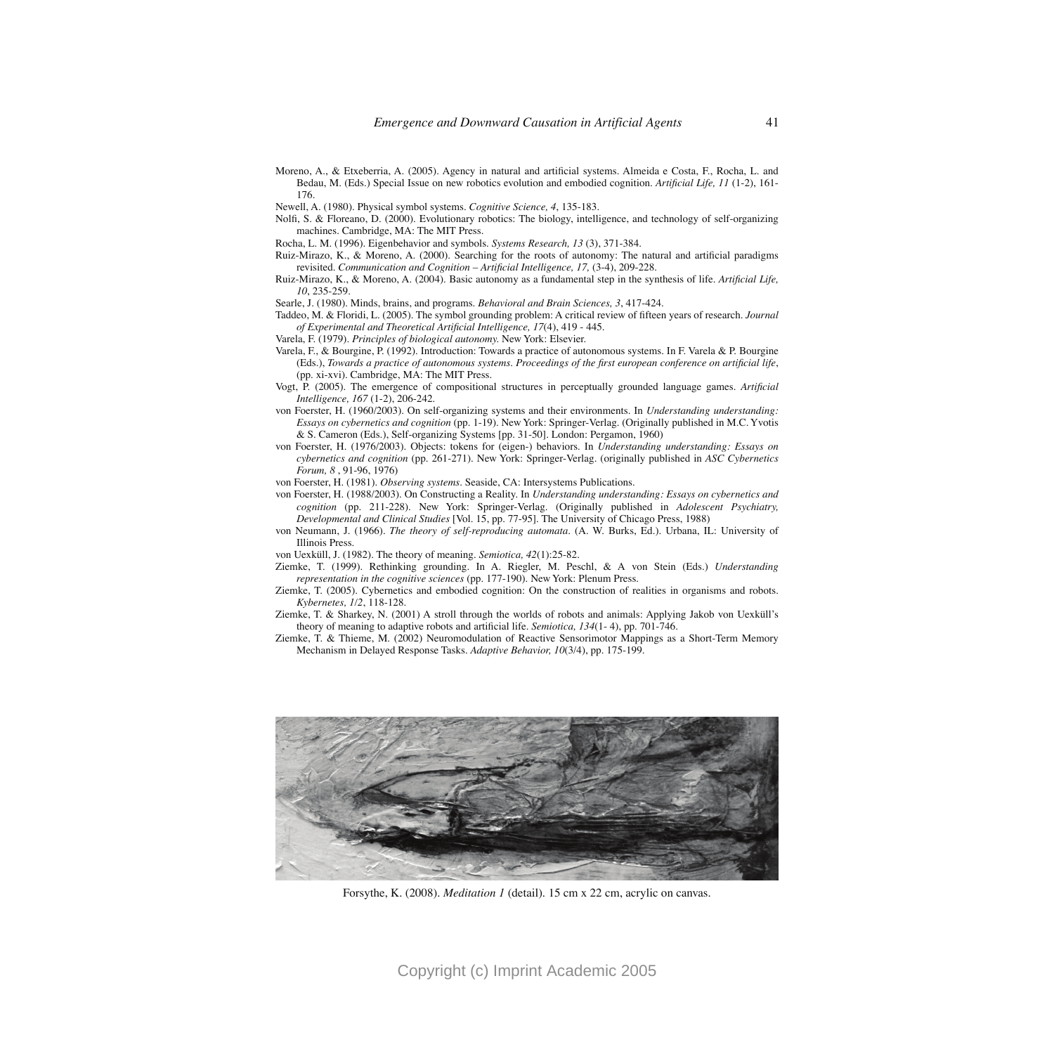Moreno, A., & Etxeberria, A. (2005). Agency in natural and artificial systems. Almeida e Costa, F., Rocha, L. and Bedau, M. (Eds.) Special Issue on new robotics evolution and embodied cognition. *Artificial Life, 11* (1-2), 161-176.

Newell, A. (1980). Physical symbol systems. *Cognitive Science, 4*, 135-183.

Nolfi, S. & Floreano, D. (2000). Evolutionary robotics: The biology, intelligence, and technology of self-organizing machines. Cambridge, MA: The MIT Press.

Rocha, L. M. (1996). Eigenbehavior and symbols. *Systems Research, 13* (3), 371-384.

Ruiz-Mirazo, K., & Moreno, A. (2000). Searching for the roots of autonomy: The natural and artificial paradigms revisited. *Communication and Cognition – Artificial Intelligence, 17,* (3-4), 209-228.

Ruiz-Mirazo, K., & Moreno, A. (2004). Basic autonomy as a fundamental step in the synthesis of life. *Artificial Life, 10*, 235-259.

Searle, J. (1980). Minds, brains, and programs. *Behavioral and Brain Sciences, 3*, 417-424.

Taddeo, M. & Floridi, L. (2005). The symbol grounding problem: A critical review of fifteen years of research. *Journal of Experimental and Theoretical Artificial Intelligence, 17*(4), 419 - 445.

Varela, F. (1979). *Principles of biological autonomy.* New York: Elsevier.

Varela, F., & Bourgine, P. (1992). Introduction: Towards a practice of autonomous systems. In F. Varela & P. Bourgine (Eds.), *Towards a practice of autonomous systems. Proceedings of the first european conference on artificial life*, (pp. xi-xvi). Cambridge, MA: The MIT Press.

Vogt, P. (2005). The emergence of compositional structures in perceptually grounded language games. *Artificial Intelligence, 167* (1-2), 206-242.

von Foerster, H. (1960/2003). On self-organizing systems and their environments. In *Understanding understanding: Essays on cybernetics and cognition* (pp. 1-19). New York: Springer-Verlag. (Originally published in M.C. Yvotis & S. Cameron (Eds.), Self-organizing Systems [pp. 31-50]. London: Pergamon, 1960)

von Foerster, H. (1976/2003). Objects: tokens for (eigen-) behaviors. In *Understanding understanding: Essays on cybernetics and cognition* (pp. 261-271). New York: Springer-Verlag. (originally published in *ASC Cybernetics Forum, 8* , 91-96, 1976)

von Foerster, H. (1981). *Observing systems*. Seaside, CA: Intersystems Publications.

von Foerster, H. (1988/2003). On Constructing a Reality. In *Understanding understanding: Essays on cybernetics and cognition* (pp. 211-228). New York: Springer-Verlag. (Originally published in *Adolescent Psychiatry, Developmental and Clinical Studies* [Vol. 15, pp. 77-95]. The University of Chicago Press, 1988)

von Neumann, J. (1966). *The theory of self-reproducing automata*. (A. W. Burks, Ed.). Urbana, IL: University of Illinois Press.

von Uexküll, J. (1982). The theory of meaning. *Semiotica, 42*(1):25-82.

Ziemke, T. (1999). Rethinking grounding. In A. Riegler, M. Peschl, & A von Stein (Eds.) *Understanding representation in the cognitive sciences* (pp. 177-190). New York: Plenum Press.

Ziemke, T. (2005). Cybernetics and embodied cognition: On the construction of realities in organisms and robots. *Kybernetes, 1/2*, 118-128.

Ziemke, T. & Sharkey, N. (2001) A stroll through the worlds of robots and animals: Applying Jakob von Uexküll's theory of meaning to adaptive robots and artificial life. *Semiotica, 134*(1- 4), pp. 701-746.

Ziemke, T. & Thieme, M. (2002) Neuromodulation of Reactive Sensorimotor Mappings as a Short-Term Memory Mechanism in Delayed Response Tasks. *Adaptive Behavior, 10*(3/4), pp. 175-199.

Forsythe, K. (2008). *Meditation 1* (detail). 15 cm x 22 cm, acrylic on canvas.

Copyright (c) Imprint Academic 2005